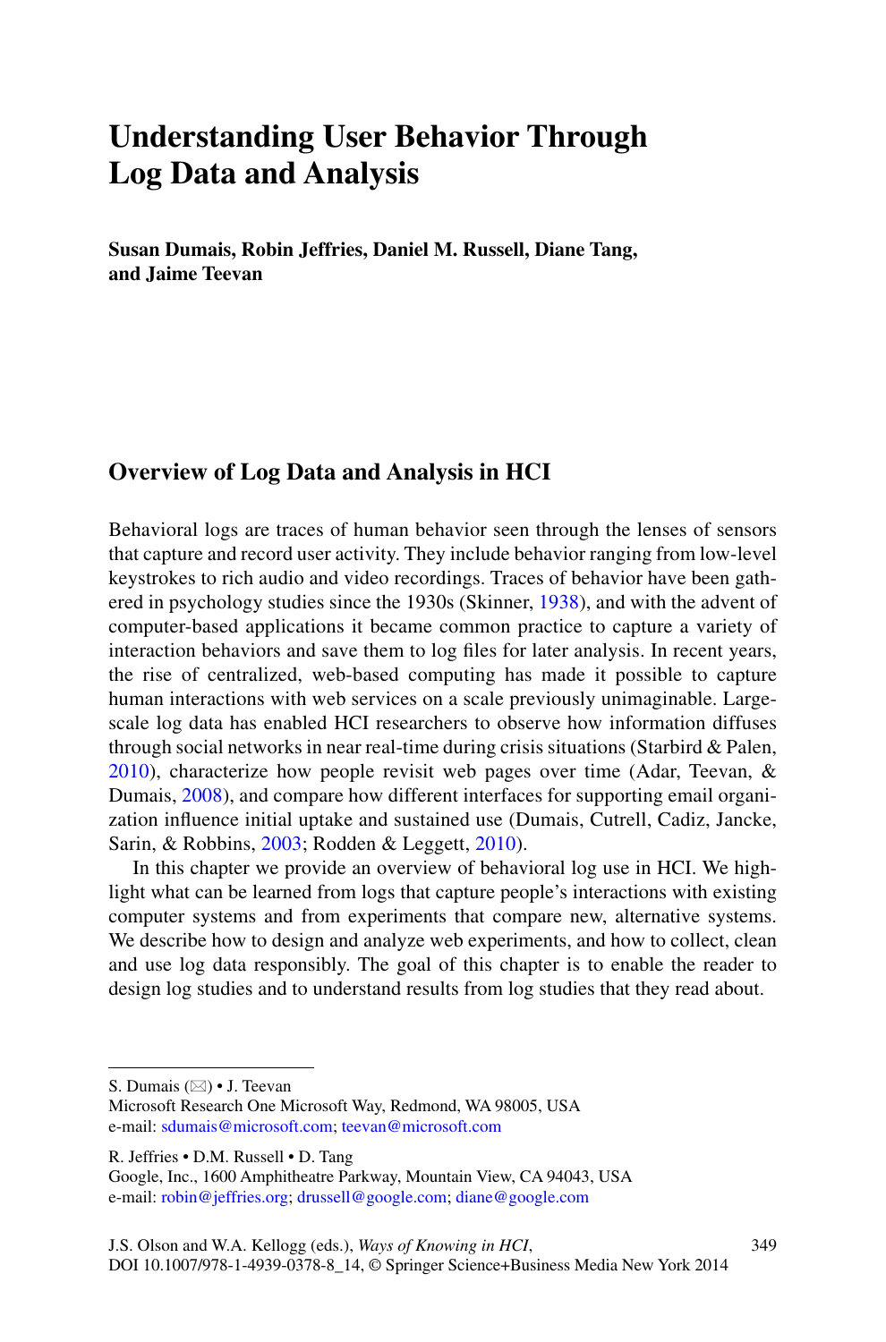# Understanding User Behavior Through Log Data and Analysis

**Susan Dumais, Robin Jeffries, Daniel M. Russell, Diane Tang, and Jaime Teevan**

## Overview of Log Data and Analysis in HCI

Behavioral logs are traces of human behavior seen through the lenses of sensors that capture and record user activity. They include behavior ranging from low-level keystrokes to rich audio and video recordings. Traces of behavior have been gathered in psychology studies since the 1930s (Skinner, 1938), and with the advent of computer-based applications it became common practice to capture a variety of interaction behaviors and save them to log files for later analysis. In recent years, the rise of centralized, web-based computing has made it possible to capture human interactions with web services on a scale previously unimaginable. Large-scale log data has enabled HCI researchers to observe how information diffuses through social networks in near real-time during crisis situations (Starbird & Palen, 2010), characterize how people revisit web pages over time (Adar, Teevan, & Dumais, 2008), and compare how different interfaces for supporting email organization influence initial uptake and sustained use (Dumais, Cutrell, Cadiz, Jancke, Sarin, & Robbins, 2003; Rodden & Leggett, 2010).

In this chapter we provide an overview of behavioral log use in HCI. We highlight what can be learned from logs that capture people's interactions with existing computer systems and from experiments that compare new, alternative systems. We describe how to design and analyze web experiments, and how to collect, clean and use log data responsibly. The goal of this chapter is to enable the reader to design log studies and to understand results from log studies that they read about.

---

S. Dumais (✉) • J. Teevan
Microsoft Research One Microsoft Way, Redmond, WA 98005, USA
e-mail: sdumais@microsoft.com; teevan@microsoft.com

R. Jeffries • D.M. Russell • D. Tang
Google, Inc., 1600 Amphitheatre Parkway, Mountain View, CA 94043, USA
e-mail: robin@jeffries.org; drussell@google.com; diane@google.com

J.S. Olson and W.A. Kellogg (eds.), *Ways of Knowing in HCI*,
DOI 10.1007/978-1-4939-0378-8_14, © Springer Science+Business Media New York 2014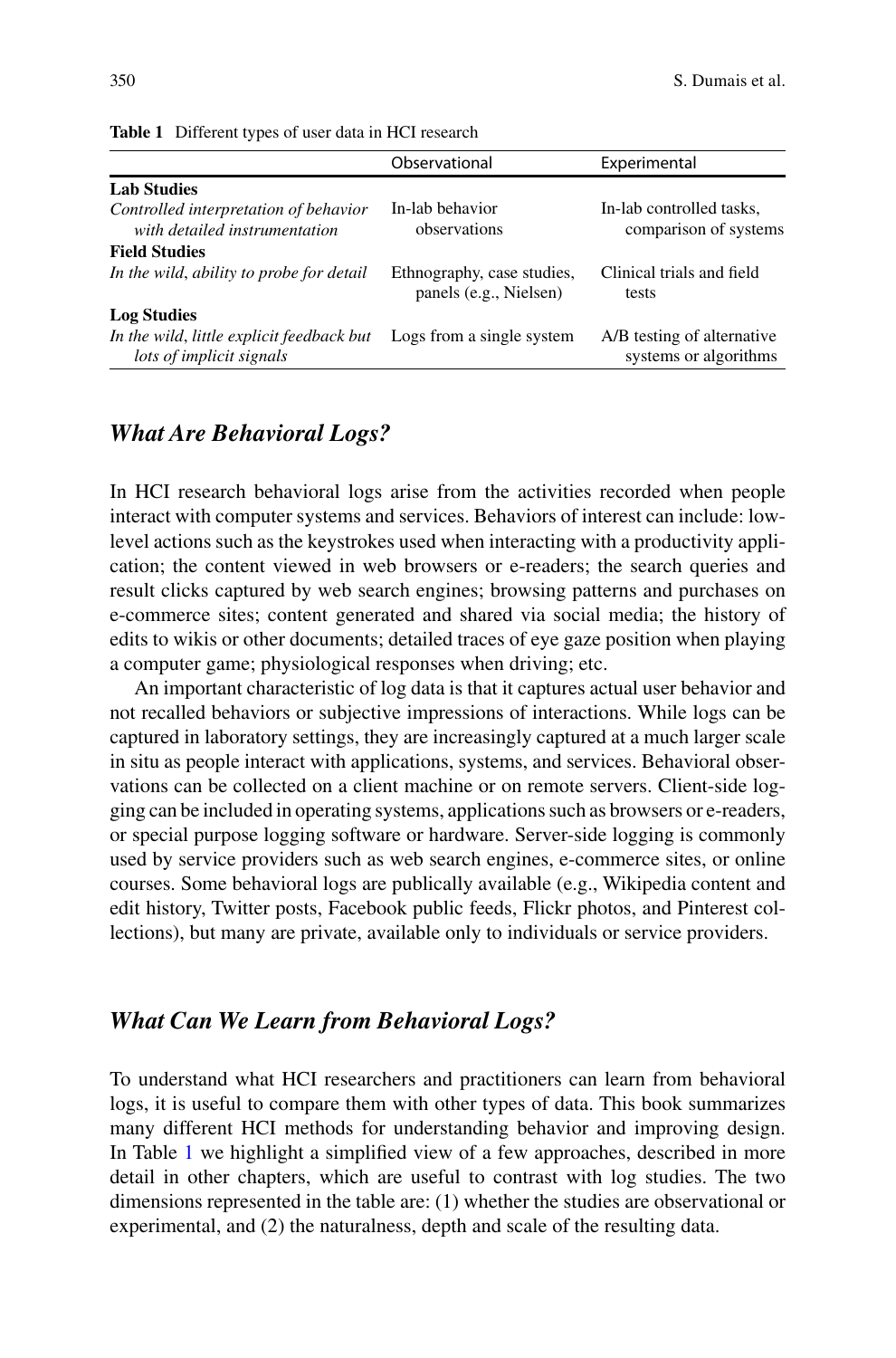**Table 1** Different types of user data in HCI research

| | Observational | Experimental |
|---|---|---|
| **Lab Studies** | | |
| *Controlled interpretation of behavior with detailed instrumentation* | In-lab behavior observations | In-lab controlled tasks, comparison of systems |
| **Field Studies** | | |
| *In the wild, ability to probe for detail* | Ethnography, case studies, panels (e.g., Nielsen) | Clinical trials and field tests |
| **Log Studies** | | |
| *In the wild, little explicit feedback but lots of implicit signals* | Logs from a single system | A/B testing of alternative systems or algorithms |

### *What Are Behavioral Logs?*

In HCI research behavioral logs arise from the activities recorded when people interact with computer systems and services. Behaviors of interest can include: low-level actions such as the keystrokes used when interacting with a productivity application; the content viewed in web browsers or e-readers; the search queries and result clicks captured by web search engines; browsing patterns and purchases on e-commerce sites; content generated and shared via social media; the history of edits to wikis or other documents; detailed traces of eye gaze position when playing a computer game; physiological responses when driving; etc.

An important characteristic of log data is that it captures actual user behavior and not recalled behaviors or subjective impressions of interactions. While logs can be captured in laboratory settings, they are increasingly captured at a much larger scale in situ as people interact with applications, systems, and services. Behavioral observations can be collected on a client machine or on remote servers. Client-side logging can be included in operating systems, applications such as browsers or e-readers, or special purpose logging software or hardware. Server-side logging is commonly used by service providers such as web search engines, e-commerce sites, or online courses. Some behavioral logs are publically available (e.g., Wikipedia content and edit history, Twitter posts, Facebook public feeds, Flickr photos, and Pinterest collections), but many are private, available only to individuals or service providers.

### *What Can We Learn from Behavioral Logs?*

To understand what HCI researchers and practitioners can learn from behavioral logs, it is useful to compare them with other types of data. This book summarizes many different HCI methods for understanding behavior and improving design. In Table 1 we highlight a simplified view of a few approaches, described in more detail in other chapters, which are useful to contrast with log studies. The two dimensions represented in the table are: (1) whether the studies are observational or experimental, and (2) the naturalness, depth and scale of the resulting data.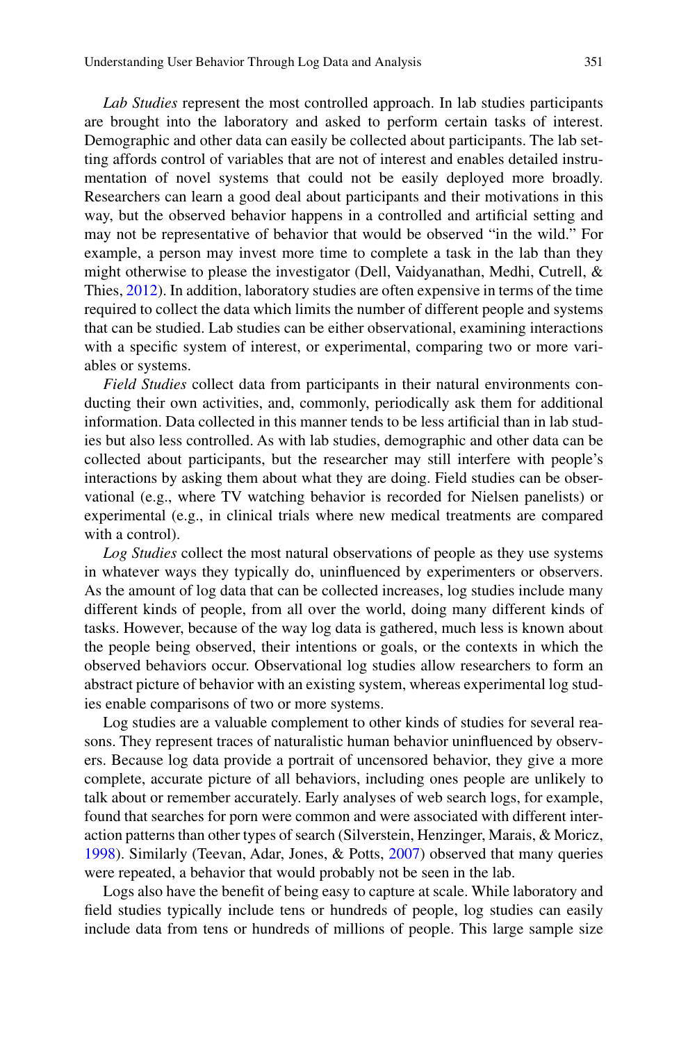*Lab Studies* represent the most controlled approach. In lab studies participants are brought into the laboratory and asked to perform certain tasks of interest. Demographic and other data can easily be collected about participants. The lab setting affords control of variables that are not of interest and enables detailed instrumentation of novel systems that could not be easily deployed more broadly. Researchers can learn a good deal about participants and their motivations in this way, but the observed behavior happens in a controlled and artificial setting and may not be representative of behavior that would be observed "in the wild." For example, a person may invest more time to complete a task in the lab than they might otherwise to please the investigator (Dell, Vaidyanathan, Medhi, Cutrell, & Thies, 2012). In addition, laboratory studies are often expensive in terms of the time required to collect the data which limits the number of different people and systems that can be studied. Lab studies can be either observational, examining interactions with a specific system of interest, or experimental, comparing two or more variables or systems.

*Field Studies* collect data from participants in their natural environments conducting their own activities, and, commonly, periodically ask them for additional information. Data collected in this manner tends to be less artificial than in lab studies but also less controlled. As with lab studies, demographic and other data can be collected about participants, but the researcher may still interfere with people's interactions by asking them about what they are doing. Field studies can be observational (e.g., where TV watching behavior is recorded for Nielsen panelists) or experimental (e.g., in clinical trials where new medical treatments are compared with a control).

*Log Studies* collect the most natural observations of people as they use systems in whatever ways they typically do, uninfluenced by experimenters or observers. As the amount of log data that can be collected increases, log studies include many different kinds of people, from all over the world, doing many different kinds of tasks. However, because of the way log data is gathered, much less is known about the people being observed, their intentions or goals, or the contexts in which the observed behaviors occur. Observational log studies allow researchers to form an abstract picture of behavior with an existing system, whereas experimental log studies enable comparisons of two or more systems.

Log studies are a valuable complement to other kinds of studies for several reasons. They represent traces of naturalistic human behavior uninfluenced by observers. Because log data provide a portrait of uncensored behavior, they give a more complete, accurate picture of all behaviors, including ones people are unlikely to talk about or remember accurately. Early analyses of web search logs, for example, found that searches for porn were common and were associated with different interaction patterns than other types of search (Silverstein, Henzinger, Marais, & Moricz, 1998). Similarly (Teevan, Adar, Jones, & Potts, 2007) observed that many queries were repeated, a behavior that would probably not be seen in the lab.

Logs also have the benefit of being easy to capture at scale. While laboratory and field studies typically include tens or hundreds of people, log studies can easily include data from tens or hundreds of millions of people. This large sample size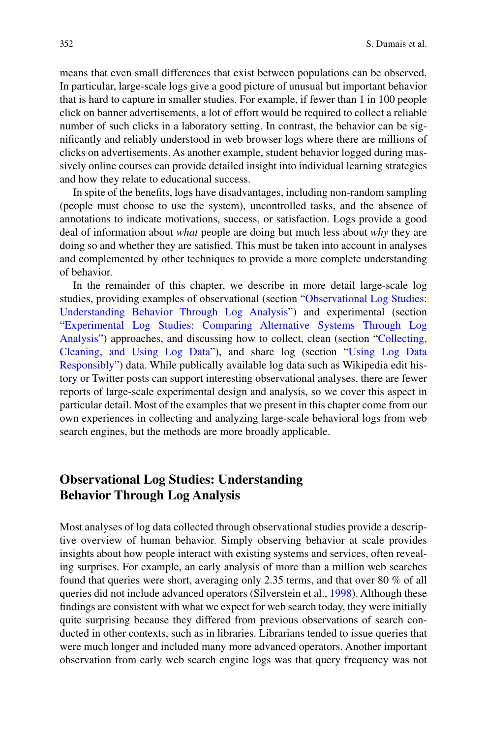means that even small differences that exist between populations can be observed. In particular, large-scale logs give a good picture of unusual but important behavior that is hard to capture in smaller studies. For example, if fewer than 1 in 100 people click on banner advertisements, a lot of effort would be required to collect a reliable number of such clicks in a laboratory setting. In contrast, the behavior can be significantly and reliably understood in web browser logs where there are millions of clicks on advertisements. As another example, student behavior logged during massively online courses can provide detailed insight into individual learning strategies and how they relate to educational success.

In spite of the benefits, logs have disadvantages, including non-random sampling (people must choose to use the system), uncontrolled tasks, and the absence of annotations to indicate motivations, success, or satisfaction. Logs provide a good deal of information about *what* people are doing but much less about *why* they are doing so and whether they are satisfied. This must be taken into account in analyses and complemented by other techniques to provide a more complete understanding of behavior.

In the remainder of this chapter, we describe in more detail large-scale log studies, providing examples of observational (section "Observational Log Studies: Understanding Behavior Through Log Analysis") and experimental (section "Experimental Log Studies: Comparing Alternative Systems Through Log Analysis") approaches, and discussing how to collect, clean (section "Collecting, Cleaning, and Using Log Data"), and share log (section "Using Log Data Responsibly") data. While publically available log data such as Wikipedia edit history or Twitter posts can support interesting observational analyses, there are fewer reports of large-scale experimental design and analysis, so we cover this aspect in particular detail. Most of the examples that we present in this chapter come from our own experiences in collecting and analyzing large-scale behavioral logs from web search engines, but the methods are more broadly applicable.

## Observational Log Studies: Understanding Behavior Through Log Analysis

Most analyses of log data collected through observational studies provide a descriptive overview of human behavior. Simply observing behavior at scale provides insights about how people interact with existing systems and services, often revealing surprises. For example, an early analysis of more than a million web searches found that queries were short, averaging only 2.35 terms, and that over 80 % of all queries did not include advanced operators (Silverstein et al., 1998). Although these findings are consistent with what we expect for web search today, they were initially quite surprising because they differed from previous observations of search conducted in other contexts, such as in libraries. Librarians tended to issue queries that were much longer and included many more advanced operators. Another important observation from early web search engine logs was that query frequency was not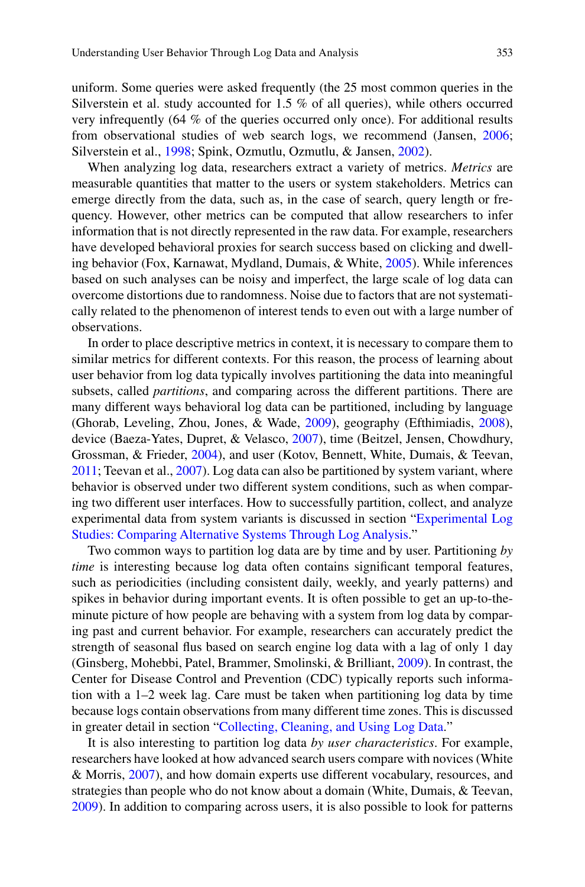uniform. Some queries were asked frequently (the 25 most common queries in the Silverstein et al. study accounted for 1.5 % of all queries), while others occurred very infrequently (64 % of the queries occurred only once). For additional results from observational studies of web search logs, we recommend (Jansen, 2006; Silverstein et al., 1998; Spink, Ozmutlu, Ozmutlu, & Jansen, 2002).

When analyzing log data, researchers extract a variety of metrics. *Metrics* are measurable quantities that matter to the users or system stakeholders. Metrics can emerge directly from the data, such as, in the case of search, query length or frequency. However, other metrics can be computed that allow researchers to infer information that is not directly represented in the raw data. For example, researchers have developed behavioral proxies for search success based on clicking and dwelling behavior (Fox, Karnawat, Mydland, Dumais, & White, 2005). While inferences based on such analyses can be noisy and imperfect, the large scale of log data can overcome distortions due to randomness. Noise due to factors that are not systematically related to the phenomenon of interest tends to even out with a large number of observations.

In order to place descriptive metrics in context, it is necessary to compare them to similar metrics for different contexts. For this reason, the process of learning about user behavior from log data typically involves partitioning the data into meaningful subsets, called *partitions*, and comparing across the different partitions. There are many different ways behavioral log data can be partitioned, including by language (Ghorab, Leveling, Zhou, Jones, & Wade, 2009), geography (Efthimiadis, 2008), device (Baeza-Yates, Dupret, & Velasco, 2007), time (Beitzel, Jensen, Chowdhury, Grossman, & Frieder, 2004), and user (Kotov, Bennett, White, Dumais, & Teevan, 2011; Teevan et al., 2007). Log data can also be partitioned by system variant, where behavior is observed under two different system conditions, such as when comparing two different user interfaces. How to successfully partition, collect, and analyze experimental data from system variants is discussed in section "Experimental Log Studies: Comparing Alternative Systems Through Log Analysis."

Two common ways to partition log data are by time and by user. Partitioning *by time* is interesting because log data often contains significant temporal features, such as periodicities (including consistent daily, weekly, and yearly patterns) and spikes in behavior during important events. It is often possible to get an up-to-the-minute picture of how people are behaving with a system from log data by comparing past and current behavior. For example, researchers can accurately predict the strength of seasonal flus based on search engine log data with a lag of only 1 day (Ginsberg, Mohebbi, Patel, Brammer, Smolinski, & Brilliant, 2009). In contrast, the Center for Disease Control and Prevention (CDC) typically reports such information with a 1–2 week lag. Care must be taken when partitioning log data by time because logs contain observations from many different time zones. This is discussed in greater detail in section "Collecting, Cleaning, and Using Log Data."

It is also interesting to partition log data *by user characteristics*. For example, researchers have looked at how advanced search users compare with novices (White & Morris, 2007), and how domain experts use different vocabulary, resources, and strategies than people who do not know about a domain (White, Dumais, & Teevan, 2009). In addition to comparing across users, it is also possible to look for patterns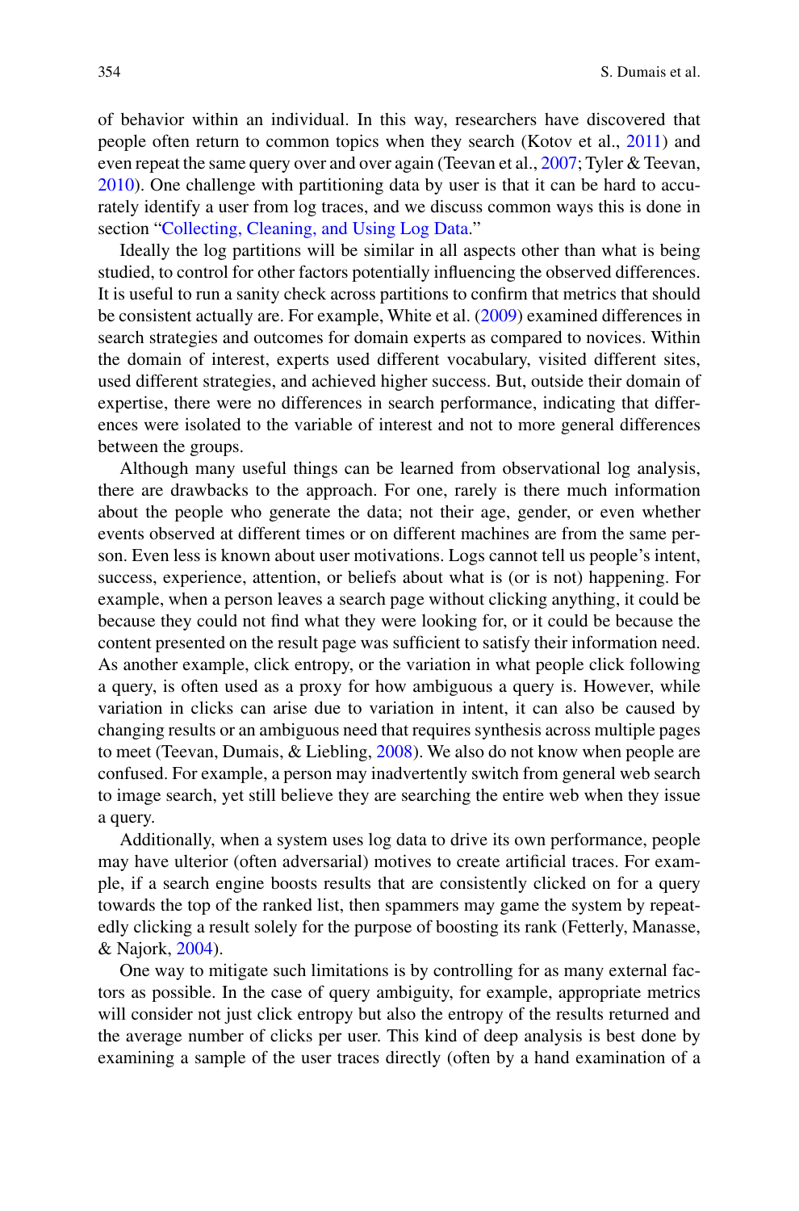of behavior within an individual. In this way, researchers have discovered that people often return to common topics when they search (Kotov et al., 2011) and even repeat the same query over and over again (Teevan et al., 2007; Tyler & Teevan, 2010). One challenge with partitioning data by user is that it can be hard to accurately identify a user from log traces, and we discuss common ways this is done in section "Collecting, Cleaning, and Using Log Data."

Ideally the log partitions will be similar in all aspects other than what is being studied, to control for other factors potentially influencing the observed differences. It is useful to run a sanity check across partitions to confirm that metrics that should be consistent actually are. For example, White et al. (2009) examined differences in search strategies and outcomes for domain experts as compared to novices. Within the domain of interest, experts used different vocabulary, visited different sites, used different strategies, and achieved higher success. But, outside their domain of expertise, there were no differences in search performance, indicating that differences were isolated to the variable of interest and not to more general differences between the groups.

Although many useful things can be learned from observational log analysis, there are drawbacks to the approach. For one, rarely is there much information about the people who generate the data; not their age, gender, or even whether events observed at different times or on different machines are from the same person. Even less is known about user motivations. Logs cannot tell us people's intent, success, experience, attention, or beliefs about what is (or is not) happening. For example, when a person leaves a search page without clicking anything, it could be because they could not find what they were looking for, or it could be because the content presented on the result page was sufficient to satisfy their information need. As another example, click entropy, or the variation in what people click following a query, is often used as a proxy for how ambiguous a query is. However, while variation in clicks can arise due to variation in intent, it can also be caused by changing results or an ambiguous need that requires synthesis across multiple pages to meet (Teevan, Dumais, & Liebling, 2008). We also do not know when people are confused. For example, a person may inadvertently switch from general web search to image search, yet still believe they are searching the entire web when they issue a query.

Additionally, when a system uses log data to drive its own performance, people may have ulterior (often adversarial) motives to create artificial traces. For example, if a search engine boosts results that are consistently clicked on for a query towards the top of the ranked list, then spammers may game the system by repeatedly clicking a result solely for the purpose of boosting its rank (Fetterly, Manasse, & Najork, 2004).

One way to mitigate such limitations is by controlling for as many external factors as possible. In the case of query ambiguity, for example, appropriate metrics will consider not just click entropy but also the entropy of the results returned and the average number of clicks per user. This kind of deep analysis is best done by examining a sample of the user traces directly (often by a hand examination of a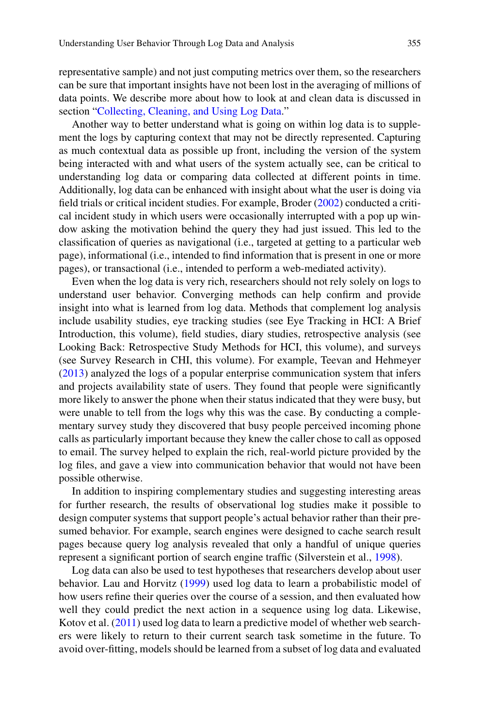representative sample) and not just computing metrics over them, so the researchers can be sure that important insights have not been lost in the averaging of millions of data points. We describe more about how to look at and clean data is discussed in section "Collecting, Cleaning, and Using Log Data."

Another way to better understand what is going on within log data is to supplement the logs by capturing context that may not be directly represented. Capturing as much contextual data as possible up front, including the version of the system being interacted with and what users of the system actually see, can be critical to understanding log data or comparing data collected at different points in time. Additionally, log data can be enhanced with insight about what the user is doing via field trials or critical incident studies. For example, Broder (2002) conducted a critical incident study in which users were occasionally interrupted with a pop up window asking the motivation behind the query they had just issued. This led to the classification of queries as navigational (i.e., targeted at getting to a particular web page), informational (i.e., intended to find information that is present in one or more pages), or transactional (i.e., intended to perform a web-mediated activity).

Even when the log data is very rich, researchers should not rely solely on logs to understand user behavior. Converging methods can help confirm and provide insight into what is learned from log data. Methods that complement log analysis include usability studies, eye tracking studies (see Eye Tracking in HCI: A Brief Introduction, this volume), field studies, diary studies, retrospective analysis (see Looking Back: Retrospective Study Methods for HCI, this volume), and surveys (see Survey Research in CHI, this volume). For example, Teevan and Hehmeyer (2013) analyzed the logs of a popular enterprise communication system that infers and projects availability state of users. They found that people were significantly more likely to answer the phone when their status indicated that they were busy, but were unable to tell from the logs why this was the case. By conducting a complementary survey study they discovered that busy people perceived incoming phone calls as particularly important because they knew the caller chose to call as opposed to email. The survey helped to explain the rich, real-world picture provided by the log files, and gave a view into communication behavior that would not have been possible otherwise.

In addition to inspiring complementary studies and suggesting interesting areas for further research, the results of observational log studies make it possible to design computer systems that support people's actual behavior rather than their presumed behavior. For example, search engines were designed to cache search result pages because query log analysis revealed that only a handful of unique queries represent a significant portion of search engine traffic (Silverstein et al., 1998).

Log data can also be used to test hypotheses that researchers develop about user behavior. Lau and Horvitz (1999) used log data to learn a probabilistic model of how users refine their queries over the course of a session, and then evaluated how well they could predict the next action in a sequence using log data. Likewise, Kotov et al. (2011) used log data to learn a predictive model of whether web searchers were likely to return to their current search task sometime in the future. To avoid over-fitting, models should be learned from a subset of log data and evaluated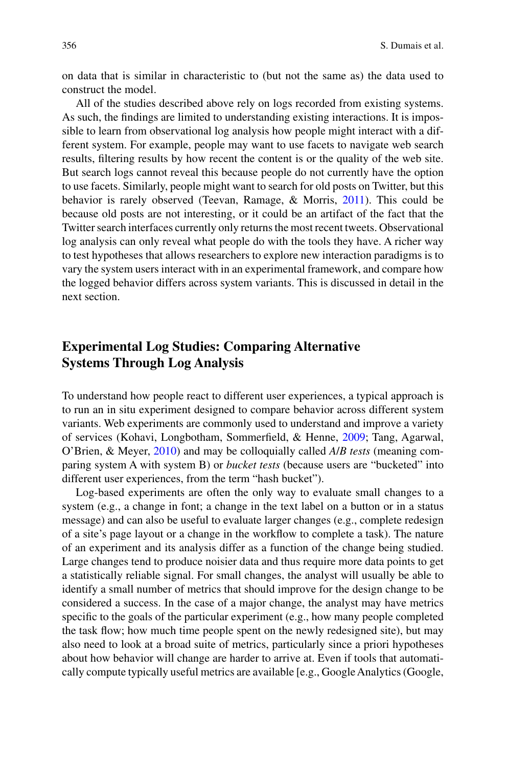on data that is similar in characteristic to (but not the same as) the data used to construct the model.

All of the studies described above rely on logs recorded from existing systems. As such, the findings are limited to understanding existing interactions. It is impossible to learn from observational log analysis how people might interact with a different system. For example, people may want to use facets to navigate web search results, filtering results by how recent the content is or the quality of the web site. But search logs cannot reveal this because people do not currently have the option to use facets. Similarly, people might want to search for old posts on Twitter, but this behavior is rarely observed (Teevan, Ramage, & Morris, 2011). This could be because old posts are not interesting, or it could be an artifact of the fact that the Twitter search interfaces currently only returns the most recent tweets. Observational log analysis can only reveal what people do with the tools they have. A richer way to test hypotheses that allows researchers to explore new interaction paradigms is to vary the system users interact with in an experimental framework, and compare how the logged behavior differs across system variants. This is discussed in detail in the next section.

## Experimental Log Studies: Comparing Alternative Systems Through Log Analysis

To understand how people react to different user experiences, a typical approach is to run an in situ experiment designed to compare behavior across different system variants. Web experiments are commonly used to understand and improve a variety of services (Kohavi, Longbotham, Sommerfield, & Henne, 2009; Tang, Agarwal, O'Brien, & Meyer, 2010) and may be colloquially called *A/B tests* (meaning comparing system A with system B) or *bucket tests* (because users are "bucketed" into different user experiences, from the term "hash bucket").

Log-based experiments are often the only way to evaluate small changes to a system (e.g., a change in font; a change in the text label on a button or in a status message) and can also be useful to evaluate larger changes (e.g., complete redesign of a site's page layout or a change in the workflow to complete a task). The nature of an experiment and its analysis differ as a function of the change being studied. Large changes tend to produce noisier data and thus require more data points to get a statistically reliable signal. For small changes, the analyst will usually be able to identify a small number of metrics that should improve for the design change to be considered a success. In the case of a major change, the analyst may have metrics specific to the goals of the particular experiment (e.g., how many people completed the task flow; how much time people spent on the newly redesigned site), but may also need to look at a broad suite of metrics, particularly since a priori hypotheses about how behavior will change are harder to arrive at. Even if tools that automatically compute typically useful metrics are available [e.g., Google Analytics (Google,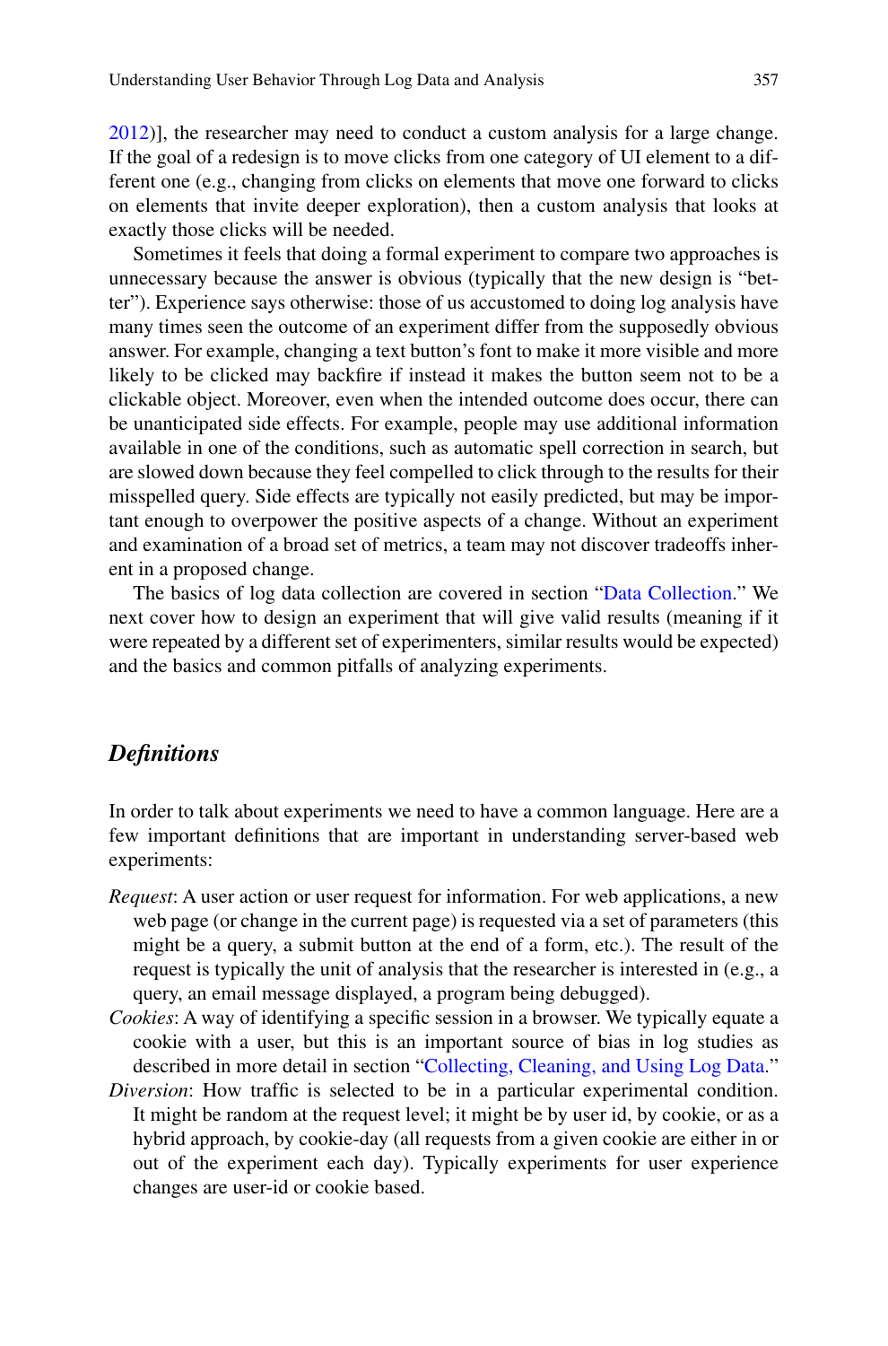2012)], the researcher may need to conduct a custom analysis for a large change. If the goal of a redesign is to move clicks from one category of UI element to a different one (e.g., changing from clicks on elements that move one forward to clicks on elements that invite deeper exploration), then a custom analysis that looks at exactly those clicks will be needed.

Sometimes it feels that doing a formal experiment to compare two approaches is unnecessary because the answer is obvious (typically that the new design is "better"). Experience says otherwise: those of us accustomed to doing log analysis have many times seen the outcome of an experiment differ from the supposedly obvious answer. For example, changing a text button's font to make it more visible and more likely to be clicked may backfire if instead it makes the button seem not to be a clickable object. Moreover, even when the intended outcome does occur, there can be unanticipated side effects. For example, people may use additional information available in one of the conditions, such as automatic spell correction in search, but are slowed down because they feel compelled to click through to the results for their misspelled query. Side effects are typically not easily predicted, but may be important enough to overpower the positive aspects of a change. Without an experiment and examination of a broad set of metrics, a team may not discover tradeoffs inherent in a proposed change.

The basics of log data collection are covered in section "Data Collection." We next cover how to design an experiment that will give valid results (meaning if it were repeated by a different set of experimenters, similar results would be expected) and the basics and common pitfalls of analyzing experiments.

### *Definitions*

In order to talk about experiments we need to have a common language. Here are a few important definitions that are important in understanding server-based web experiments:

*Request*: A user action or user request for information. For web applications, a new web page (or change in the current page) is requested via a set of parameters (this might be a query, a submit button at the end of a form, etc.). The result of the request is typically the unit of analysis that the researcher is interested in (e.g., a query, an email message displayed, a program being debugged).

*Cookies*: A way of identifying a specific session in a browser. We typically equate a cookie with a user, but this is an important source of bias in log studies as described in more detail in section "Collecting, Cleaning, and Using Log Data."

*Diversion*: How traffic is selected to be in a particular experimental condition. It might be random at the request level; it might be by user id, by cookie, or as a hybrid approach, by cookie-day (all requests from a given cookie are either in or out of the experiment each day). Typically experiments for user experience changes are user-id or cookie based.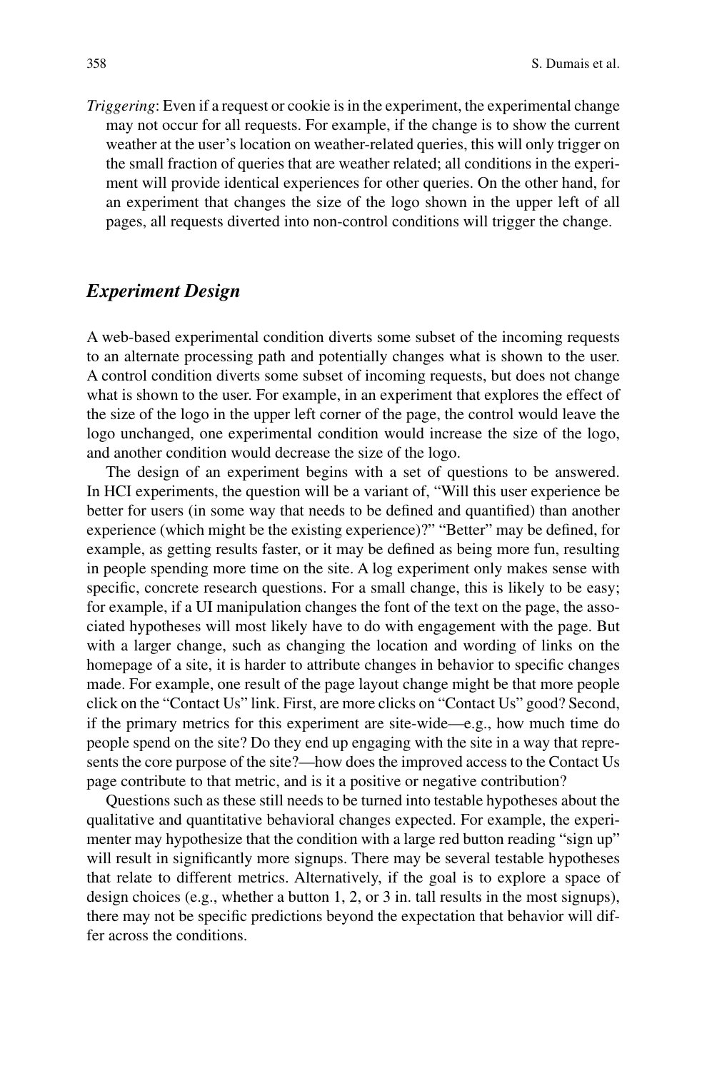*Triggering*: Even if a request or cookie is in the experiment, the experimental change may not occur for all requests. For example, if the change is to show the current weather at the user's location on weather-related queries, this will only trigger on the small fraction of queries that are weather related; all conditions in the experiment will provide identical experiences for other queries. On the other hand, for an experiment that changes the size of the logo shown in the upper left of all pages, all requests diverted into non-control conditions will trigger the change.

## *Experiment Design*

A web-based experimental condition diverts some subset of the incoming requests to an alternate processing path and potentially changes what is shown to the user. A control condition diverts some subset of incoming requests, but does not change what is shown to the user. For example, in an experiment that explores the effect of the size of the logo in the upper left corner of the page, the control would leave the logo unchanged, one experimental condition would increase the size of the logo, and another condition would decrease the size of the logo.

The design of an experiment begins with a set of questions to be answered. In HCI experiments, the question will be a variant of, "Will this user experience be better for users (in some way that needs to be defined and quantified) than another experience (which might be the existing experience)?" "Better" may be defined, for example, as getting results faster, or it may be defined as being more fun, resulting in people spending more time on the site. A log experiment only makes sense with specific, concrete research questions. For a small change, this is likely to be easy; for example, if a UI manipulation changes the font of the text on the page, the associated hypotheses will most likely have to do with engagement with the page. But with a larger change, such as changing the location and wording of links on the homepage of a site, it is harder to attribute changes in behavior to specific changes made. For example, one result of the page layout change might be that more people click on the "Contact Us" link. First, are more clicks on "Contact Us" good? Second, if the primary metrics for this experiment are site-wide—e.g., how much time do people spend on the site? Do they end up engaging with the site in a way that represents the core purpose of the site?—how does the improved access to the Contact Us page contribute to that metric, and is it a positive or negative contribution?

Questions such as these still needs to be turned into testable hypotheses about the qualitative and quantitative behavioral changes expected. For example, the experimenter may hypothesize that the condition with a large red button reading "sign up" will result in significantly more signups. There may be several testable hypotheses that relate to different metrics. Alternatively, if the goal is to explore a space of design choices (e.g., whether a button 1, 2, or 3 in. tall results in the most signups), there may not be specific predictions beyond the expectation that behavior will differ across the conditions.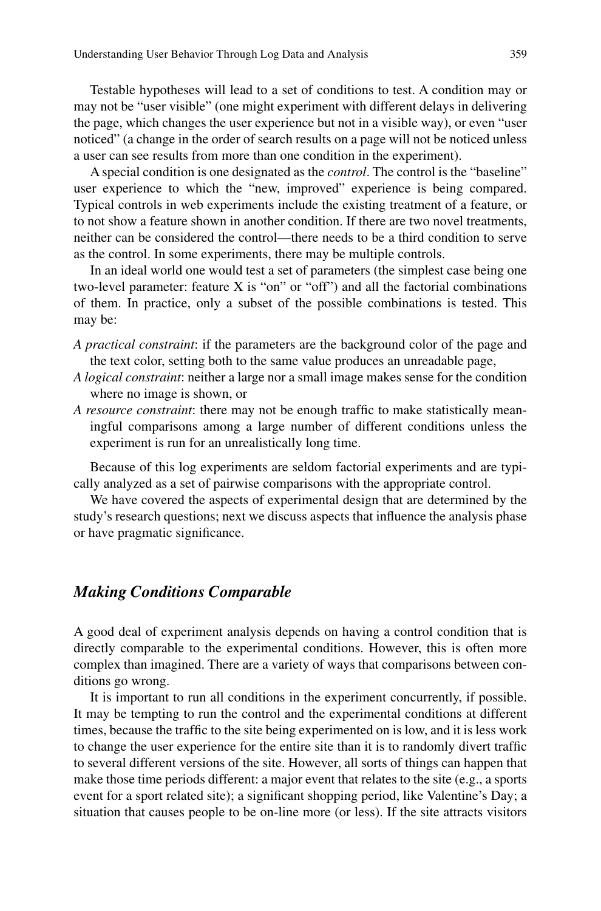Testable hypotheses will lead to a set of conditions to test. A condition may or may not be "user visible" (one might experiment with different delays in delivering the page, which changes the user experience but not in a visible way), or even "user noticed" (a change in the order of search results on a page will not be noticed unless a user can see results from more than one condition in the experiment).

A special condition is one designated as the *control*. The control is the "baseline" user experience to which the "new, improved" experience is being compared. Typical controls in web experiments include the existing treatment of a feature, or to not show a feature shown in another condition. If there are two novel treatments, neither can be considered the control—there needs to be a third condition to serve as the control. In some experiments, there may be multiple controls.

In an ideal world one would test a set of parameters (the simplest case being one two-level parameter: feature X is "on" or "off") and all the factorial combinations of them. In practice, only a subset of the possible combinations is tested. This may be:

*A practical constraint*: if the parameters are the background color of the page and the text color, setting both to the same value produces an unreadable page,

*A logical constraint*: neither a large nor a small image makes sense for the condition where no image is shown, or

*A resource constraint*: there may not be enough traffic to make statistically meaningful comparisons among a large number of different conditions unless the experiment is run for an unrealistically long time.

Because of this log experiments are seldom factorial experiments and are typically analyzed as a set of pairwise comparisons with the appropriate control.

We have covered the aspects of experimental design that are determined by the study's research questions; next we discuss aspects that influence the analysis phase or have pragmatic significance.

### *Making Conditions Comparable*

A good deal of experiment analysis depends on having a control condition that is directly comparable to the experimental conditions. However, this is often more complex than imagined. There are a variety of ways that comparisons between conditions go wrong.

It is important to run all conditions in the experiment concurrently, if possible. It may be tempting to run the control and the experimental conditions at different times, because the traffic to the site being experimented on is low, and it is less work to change the user experience for the entire site than it is to randomly divert traffic to several different versions of the site. However, all sorts of things can happen that make those time periods different: a major event that relates to the site (e.g., a sports event for a sport related site); a significant shopping period, like Valentine's Day; a situation that causes people to be on-line more (or less). If the site attracts visitors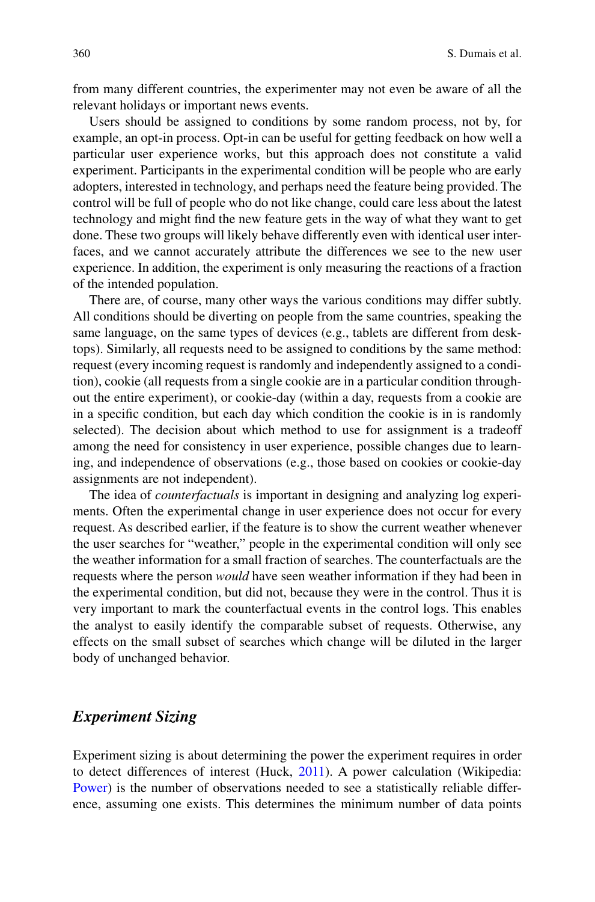from many different countries, the experimenter may not even be aware of all the relevant holidays or important news events.

Users should be assigned to conditions by some random process, not by, for example, an opt-in process. Opt-in can be useful for getting feedback on how well a particular user experience works, but this approach does not constitute a valid experiment. Participants in the experimental condition will be people who are early adopters, interested in technology, and perhaps need the feature being provided. The control will be full of people who do not like change, could care less about the latest technology and might find the new feature gets in the way of what they want to get done. These two groups will likely behave differently even with identical user interfaces, and we cannot accurately attribute the differences we see to the new user experience. In addition, the experiment is only measuring the reactions of a fraction of the intended population.

There are, of course, many other ways the various conditions may differ subtly. All conditions should be diverting on people from the same countries, speaking the same language, on the same types of devices (e.g., tablets are different from desktops). Similarly, all requests need to be assigned to conditions by the same method: request (every incoming request is randomly and independently assigned to a condition), cookie (all requests from a single cookie are in a particular condition throughout the entire experiment), or cookie-day (within a day, requests from a cookie are in a specific condition, but each day which condition the cookie is in is randomly selected). The decision about which method to use for assignment is a tradeoff among the need for consistency in user experience, possible changes due to learning, and independence of observations (e.g., those based on cookies or cookie-day assignments are not independent).

The idea of *counterfactuals* is important in designing and analyzing log experiments. Often the experimental change in user experience does not occur for every request. As described earlier, if the feature is to show the current weather whenever the user searches for "weather," people in the experimental condition will only see the weather information for a small fraction of searches. The counterfactuals are the requests where the person *would* have seen weather information if they had been in the experimental condition, but did not, because they were in the control. Thus it is very important to mark the counterfactual events in the control logs. This enables the analyst to easily identify the comparable subset of requests. Otherwise, any effects on the small subset of searches which change will be diluted in the larger body of unchanged behavior.

### *Experiment Sizing*

Experiment sizing is about determining the power the experiment requires in order to detect differences of interest (Huck, 2011). A power calculation (Wikipedia: Power) is the number of observations needed to see a statistically reliable difference, assuming one exists. This determines the minimum number of data points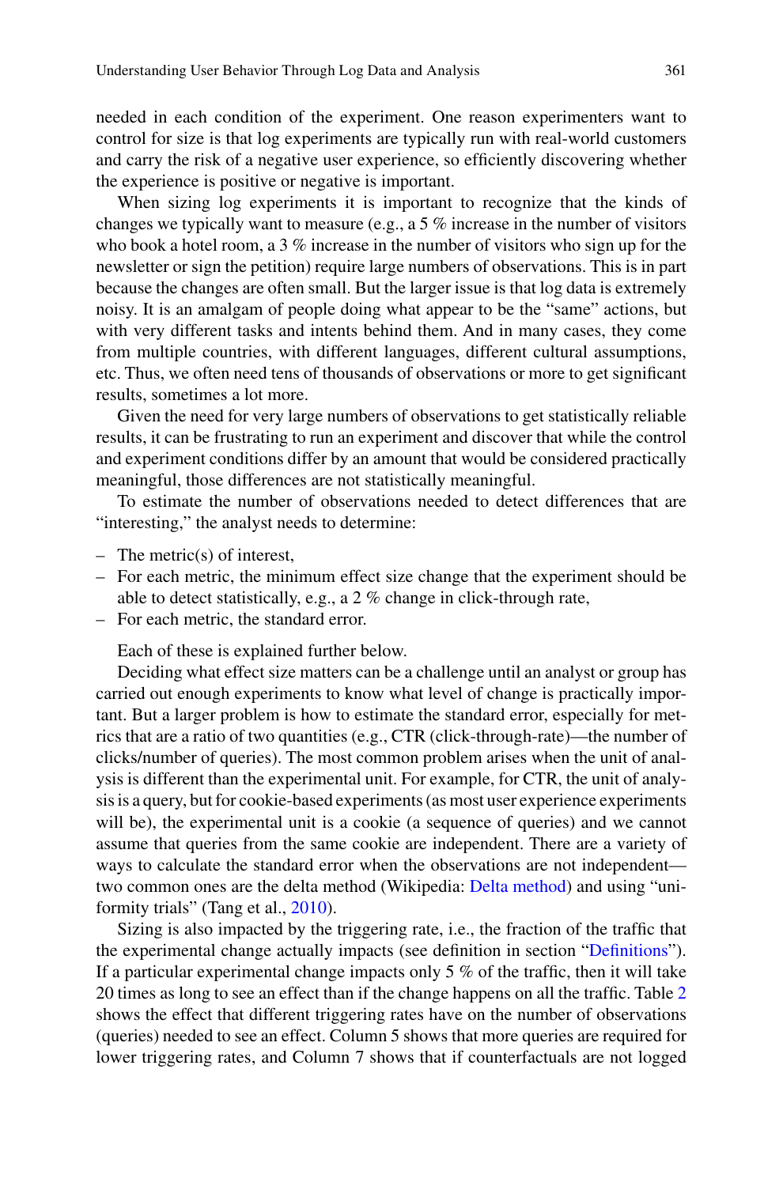needed in each condition of the experiment. One reason experimenters want to control for size is that log experiments are typically run with real-world customers and carry the risk of a negative user experience, so efficiently discovering whether the experience is positive or negative is important.

When sizing log experiments it is important to recognize that the kinds of changes we typically want to measure (e.g., a 5 % increase in the number of visitors who book a hotel room, a 3 % increase in the number of visitors who sign up for the newsletter or sign the petition) require large numbers of observations. This is in part because the changes are often small. But the larger issue is that log data is extremely noisy. It is an amalgam of people doing what appear to be the "same" actions, but with very different tasks and intents behind them. And in many cases, they come from multiple countries, with different languages, different cultural assumptions, etc. Thus, we often need tens of thousands of observations or more to get significant results, sometimes a lot more.

Given the need for very large numbers of observations to get statistically reliable results, it can be frustrating to run an experiment and discover that while the control and experiment conditions differ by an amount that would be considered practically meaningful, those differences are not statistically meaningful.

To estimate the number of observations needed to detect differences that are "interesting," the analyst needs to determine:

- The metric(s) of interest,
- For each metric, the minimum effect size change that the experiment should be able to detect statistically, e.g., a 2 % change in click-through rate,
- For each metric, the standard error.

Each of these is explained further below.

Deciding what effect size matters can be a challenge until an analyst or group has carried out enough experiments to know what level of change is practically important. But a larger problem is how to estimate the standard error, especially for metrics that are a ratio of two quantities (e.g., CTR (click-through-rate)—the number of clicks/number of queries). The most common problem arises when the unit of analysis is different than the experimental unit. For example, for CTR, the unit of analysis is a query, but for cookie-based experiments (as most user experience experiments will be), the experimental unit is a cookie (a sequence of queries) and we cannot assume that queries from the same cookie are independent. There are a variety of ways to calculate the standard error when the observations are not independent—two common ones are the delta method (Wikipedia: Delta method) and using "uniformity trials" (Tang et al., 2010).

Sizing is also impacted by the triggering rate, i.e., the fraction of the traffic that the experimental change actually impacts (see definition in section "Definitions"). If a particular experimental change impacts only 5 % of the traffic, then it will take 20 times as long to see an effect than if the change happens on all the traffic. Table 2 shows the effect that different triggering rates have on the number of observations (queries) needed to see an effect. Column 5 shows that more queries are required for lower triggering rates, and Column 7 shows that if counterfactuals are not logged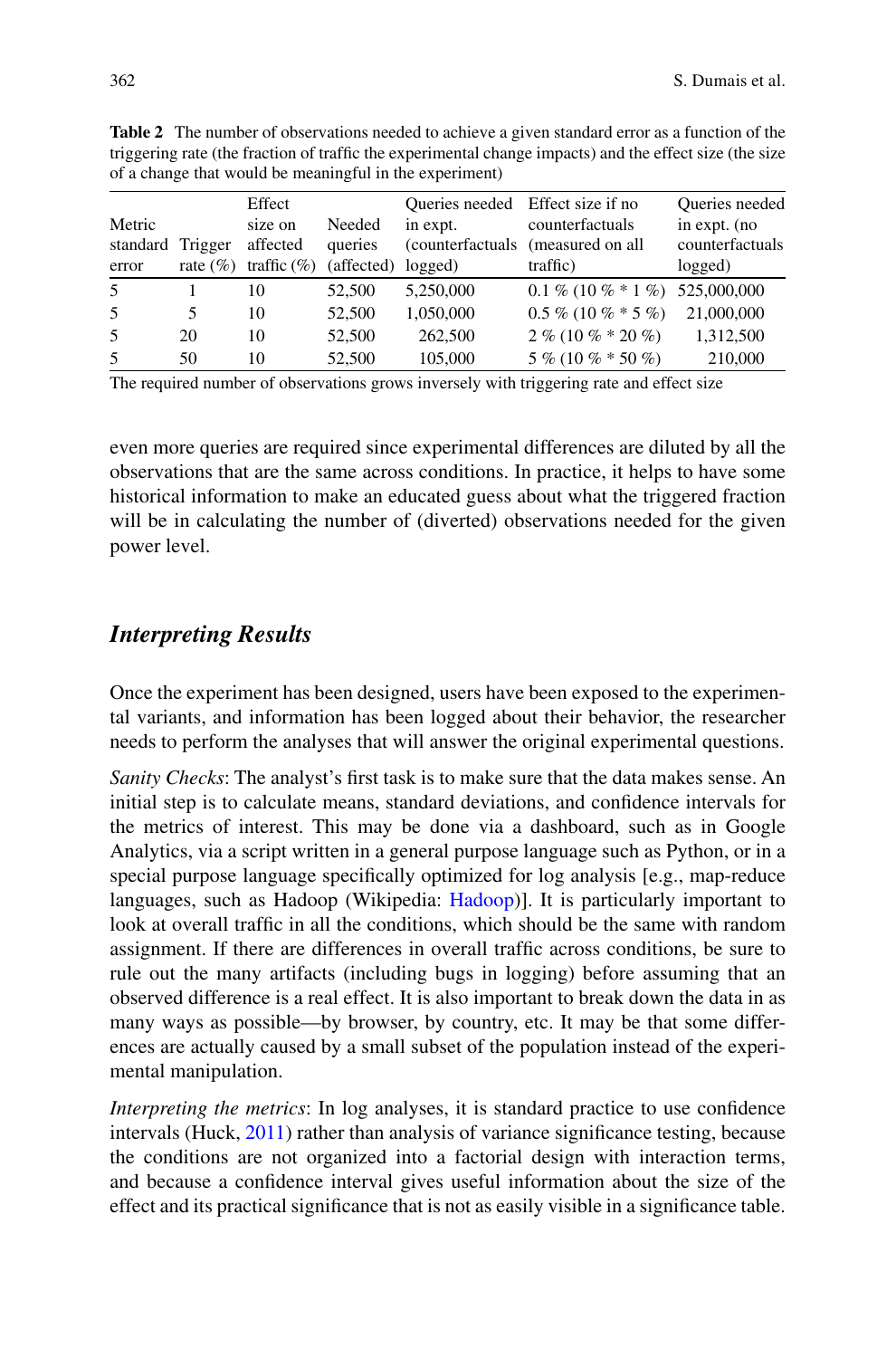**Table 2** The number of observations needed to achieve a given standard error as a function of the triggering rate (the fraction of traffic the experimental change impacts) and the effect size (the size of a change that would be meaningful in the experiment)

| Metric standard error | Trigger rate (%) | Effect size on affected traffic (%) | Needed queries (affected) | Queries needed in expt. (counterfactuals logged) | Effect size if no counterfactuals (measured on all traffic) | Queries needed in expt. (no counterfactuals logged) |
|---|---|---|---|---|---|---|
| 5 | 1 | 10 | 52,500 | 5,250,000 | 0.1 % (10 % * 1 %) | 525,000,000 |
| 5 | 5 | 10 | 52,500 | 1,050,000 | 0.5 % (10 % * 5 %) | 21,000,000 |
| 5 | 20 | 10 | 52,500 | 262,500 | 2 % (10 % * 20 %) | 1,312,500 |
| 5 | 50 | 10 | 52,500 | 105,000 | 5 % (10 % * 50 %) | 210,000 |

The required number of observations grows inversely with triggering rate and effect size

even more queries are required since experimental differences are diluted by all the observations that are the same across conditions. In practice, it helps to have some historical information to make an educated guess about what the triggered fraction will be in calculating the number of (diverted) observations needed for the given power level.

## *Interpreting Results*

Once the experiment has been designed, users have been exposed to the experimental variants, and information has been logged about their behavior, the researcher needs to perform the analyses that will answer the original experimental questions.

*Sanity Checks*: The analyst's first task is to make sure that the data makes sense. An initial step is to calculate means, standard deviations, and confidence intervals for the metrics of interest. This may be done via a dashboard, such as in Google Analytics, via a script written in a general purpose language such as Python, or in a special purpose language specifically optimized for log analysis [e.g., map-reduce languages, such as Hadoop (Wikipedia: Hadoop)]. It is particularly important to look at overall traffic in all the conditions, which should be the same with random assignment. If there are differences in overall traffic across conditions, be sure to rule out the many artifacts (including bugs in logging) before assuming that an observed difference is a real effect. It is also important to break down the data in as many ways as possible—by browser, by country, etc. It may be that some differences are actually caused by a small subset of the population instead of the experimental manipulation.

*Interpreting the metrics*: In log analyses, it is standard practice to use confidence intervals (Huck, 2011) rather than analysis of variance significance testing, because the conditions are not organized into a factorial design with interaction terms, and because a confidence interval gives useful information about the size of the effect and its practical significance that is not as easily visible in a significance table.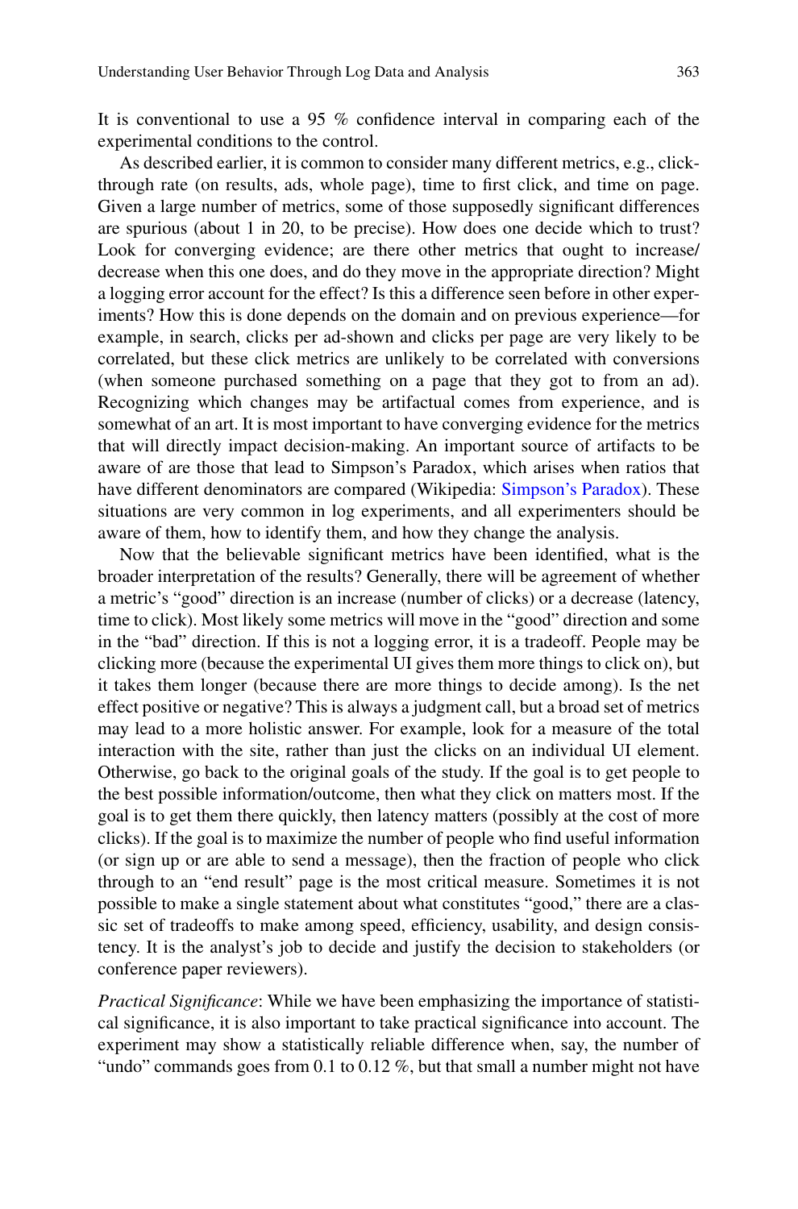It is conventional to use a 95 % confidence interval in comparing each of the experimental conditions to the control.

As described earlier, it is common to consider many different metrics, e.g., click-through rate (on results, ads, whole page), time to first click, and time on page. Given a large number of metrics, some of those supposedly significant differences are spurious (about 1 in 20, to be precise). How does one decide which to trust? Look for converging evidence; are there other metrics that ought to increase/decrease when this one does, and do they move in the appropriate direction? Might a logging error account for the effect? Is this a difference seen before in other experiments? How this is done depends on the domain and on previous experience—for example, in search, clicks per ad-shown and clicks per page are very likely to be correlated, but these click metrics are unlikely to be correlated with conversions (when someone purchased something on a page that they got to from an ad). Recognizing which changes may be artifactual comes from experience, and is somewhat of an art. It is most important to have converging evidence for the metrics that will directly impact decision-making. An important source of artifacts to be aware of are those that lead to Simpson's Paradox, which arises when ratios that have different denominators are compared (Wikipedia: Simpson's Paradox). These situations are very common in log experiments, and all experimenters should be aware of them, how to identify them, and how they change the analysis.

Now that the believable significant metrics have been identified, what is the broader interpretation of the results? Generally, there will be agreement of whether a metric's "good" direction is an increase (number of clicks) or a decrease (latency, time to click). Most likely some metrics will move in the "good" direction and some in the "bad" direction. If this is not a logging error, it is a tradeoff. People may be clicking more (because the experimental UI gives them more things to click on), but it takes them longer (because there are more things to decide among). Is the net effect positive or negative? This is always a judgment call, but a broad set of metrics may lead to a more holistic answer. For example, look for a measure of the total interaction with the site, rather than just the clicks on an individual UI element. Otherwise, go back to the original goals of the study. If the goal is to get people to the best possible information/outcome, then what they click on matters most. If the goal is to get them there quickly, then latency matters (possibly at the cost of more clicks). If the goal is to maximize the number of people who find useful information (or sign up or are able to send a message), then the fraction of people who click through to an "end result" page is the most critical measure. Sometimes it is not possible to make a single statement about what constitutes "good," there are a classic set of tradeoffs to make among speed, efficiency, usability, and design consistency. It is the analyst's job to decide and justify the decision to stakeholders (or conference paper reviewers).

*Practical Significance*: While we have been emphasizing the importance of statistical significance, it is also important to take practical significance into account. The experiment may show a statistically reliable difference when, say, the number of "undo" commands goes from 0.1 to 0.12 %, but that small a number might not have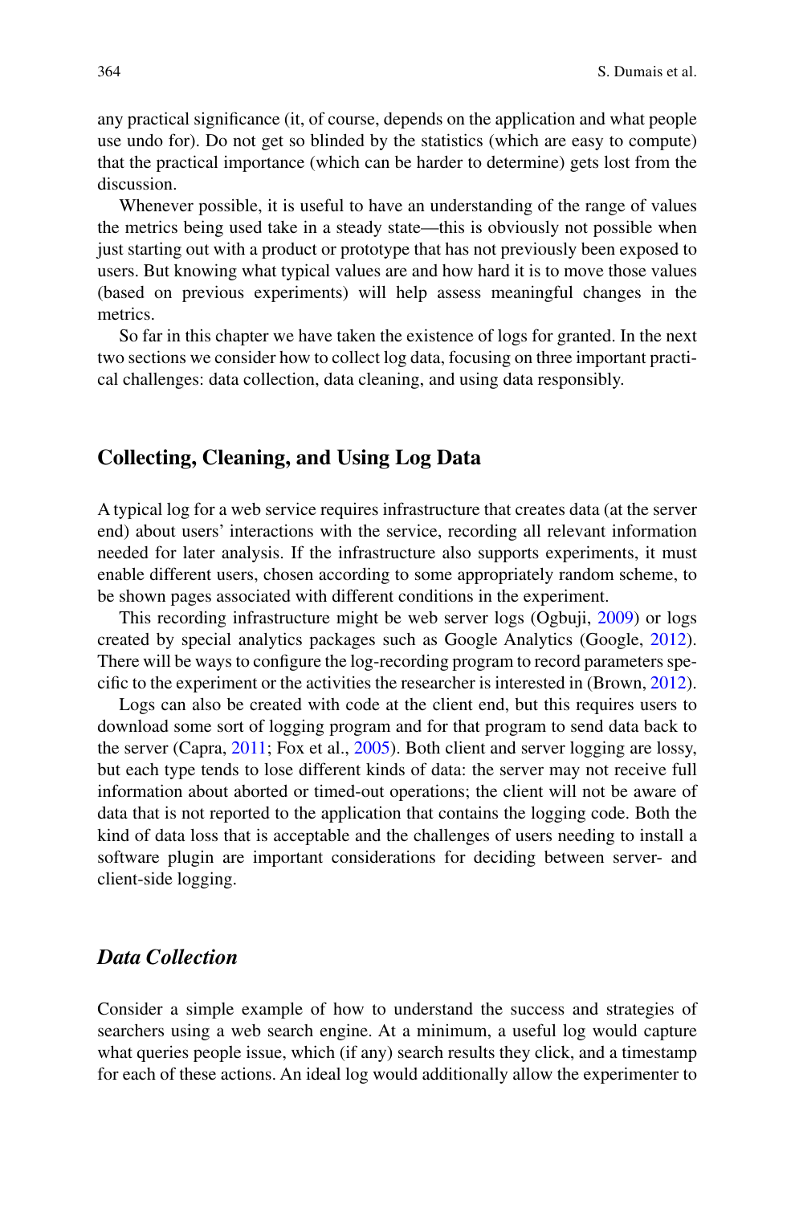any practical significance (it, of course, depends on the application and what people use undo for). Do not get so blinded by the statistics (which are easy to compute) that the practical importance (which can be harder to determine) gets lost from the discussion.

Whenever possible, it is useful to have an understanding of the range of values the metrics being used take in a steady state—this is obviously not possible when just starting out with a product or prototype that has not previously been exposed to users. But knowing what typical values are and how hard it is to move those values (based on previous experiments) will help assess meaningful changes in the metrics.

So far in this chapter we have taken the existence of logs for granted. In the next two sections we consider how to collect log data, focusing on three important practical challenges: data collection, data cleaning, and using data responsibly.

## Collecting, Cleaning, and Using Log Data

A typical log for a web service requires infrastructure that creates data (at the server end) about users' interactions with the service, recording all relevant information needed for later analysis. If the infrastructure also supports experiments, it must enable different users, chosen according to some appropriately random scheme, to be shown pages associated with different conditions in the experiment.

This recording infrastructure might be web server logs (Ogbuji, 2009) or logs created by special analytics packages such as Google Analytics (Google, 2012). There will be ways to configure the log-recording program to record parameters specific to the experiment or the activities the researcher is interested in (Brown, 2012).

Logs can also be created with code at the client end, but this requires users to download some sort of logging program and for that program to send data back to the server (Capra, 2011; Fox et al., 2005). Both client and server logging are lossy, but each type tends to lose different kinds of data: the server may not receive full information about aborted or timed-out operations; the client will not be aware of data that is not reported to the application that contains the logging code. Both the kind of data loss that is acceptable and the challenges of users needing to install a software plugin are important considerations for deciding between server- and client-side logging.

### *Data Collection*

Consider a simple example of how to understand the success and strategies of searchers using a web search engine. At a minimum, a useful log would capture what queries people issue, which (if any) search results they click, and a timestamp for each of these actions. An ideal log would additionally allow the experimenter to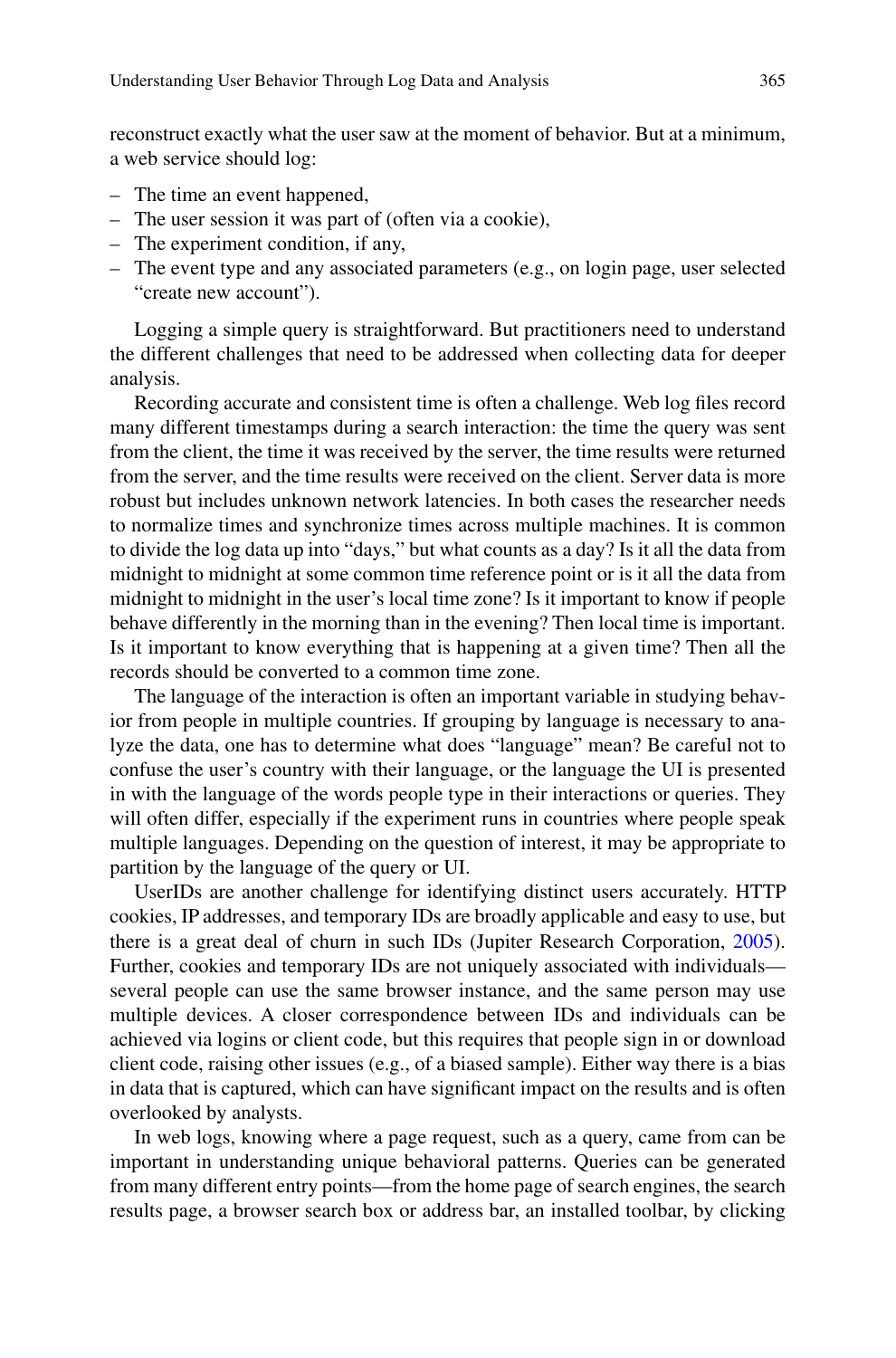reconstruct exactly what the user saw at the moment of behavior. But at a minimum, a web service should log:

- The time an event happened,
- The user session it was part of (often via a cookie),
- The experiment condition, if any,
- The event type and any associated parameters (e.g., on login page, user selected "create new account").

Logging a simple query is straightforward. But practitioners need to understand the different challenges that need to be addressed when collecting data for deeper analysis.

Recording accurate and consistent time is often a challenge. Web log files record many different timestamps during a search interaction: the time the query was sent from the client, the time it was received by the server, the time results were returned from the server, and the time results were received on the client. Server data is more robust but includes unknown network latencies. In both cases the researcher needs to normalize times and synchronize times across multiple machines. It is common to divide the log data up into "days," but what counts as a day? Is it all the data from midnight to midnight at some common time reference point or is it all the data from midnight to midnight in the user's local time zone? Is it important to know if people behave differently in the morning than in the evening? Then local time is important. Is it important to know everything that is happening at a given time? Then all the records should be converted to a common time zone.

The language of the interaction is often an important variable in studying behavior from people in multiple countries. If grouping by language is necessary to analyze the data, one has to determine what does "language" mean? Be careful not to confuse the user's country with their language, or the language the UI is presented in with the language of the words people type in their interactions or queries. They will often differ, especially if the experiment runs in countries where people speak multiple languages. Depending on the question of interest, it may be appropriate to partition by the language of the query or UI.

UserIDs are another challenge for identifying distinct users accurately. HTTP cookies, IP addresses, and temporary IDs are broadly applicable and easy to use, but there is a great deal of churn in such IDs (Jupiter Research Corporation, 2005). Further, cookies and temporary IDs are not uniquely associated with individuals—several people can use the same browser instance, and the same person may use multiple devices. A closer correspondence between IDs and individuals can be achieved via logins or client code, but this requires that people sign in or download client code, raising other issues (e.g., of a biased sample). Either way there is a bias in data that is captured, which can have significant impact on the results and is often overlooked by analysts.

In web logs, knowing where a page request, such as a query, came from can be important in understanding unique behavioral patterns. Queries can be generated from many different entry points—from the home page of search engines, the search results page, a browser search box or address bar, an installed toolbar, by clicking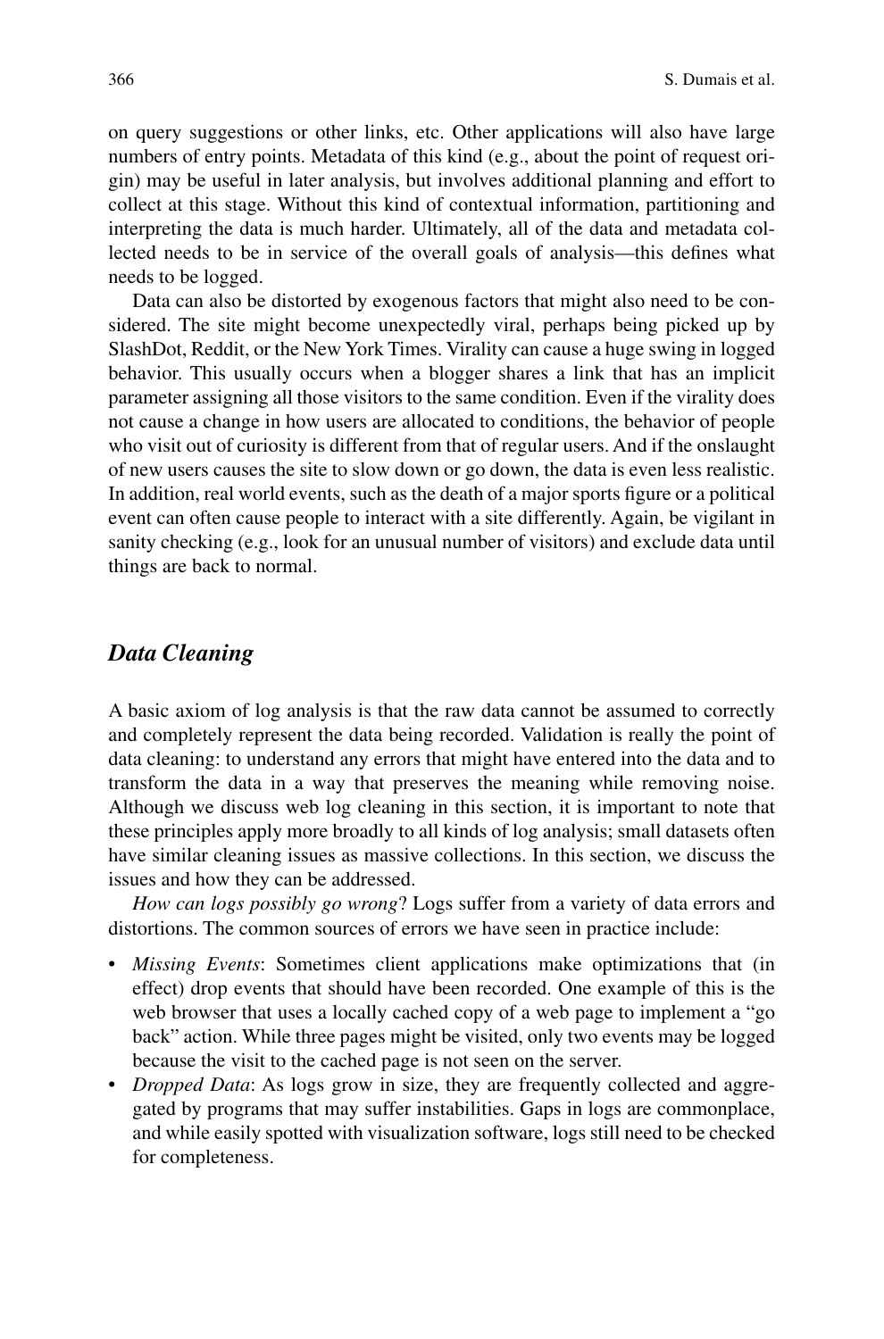on query suggestions or other links, etc. Other applications will also have large numbers of entry points. Metadata of this kind (e.g., about the point of request origin) may be useful in later analysis, but involves additional planning and effort to collect at this stage. Without this kind of contextual information, partitioning and interpreting the data is much harder. Ultimately, all of the data and metadata collected needs to be in service of the overall goals of analysis—this defines what needs to be logged.

Data can also be distorted by exogenous factors that might also need to be considered. The site might become unexpectedly viral, perhaps being picked up by SlashDot, Reddit, or the New York Times. Virality can cause a huge swing in logged behavior. This usually occurs when a blogger shares a link that has an implicit parameter assigning all those visitors to the same condition. Even if the virality does not cause a change in how users are allocated to conditions, the behavior of people who visit out of curiosity is different from that of regular users. And if the onslaught of new users causes the site to slow down or go down, the data is even less realistic. In addition, real world events, such as the death of a major sports figure or a political event can often cause people to interact with a site differently. Again, be vigilant in sanity checking (e.g., look for an unusual number of visitors) and exclude data until things are back to normal.

### *Data Cleaning*

A basic axiom of log analysis is that the raw data cannot be assumed to correctly and completely represent the data being recorded. Validation is really the point of data cleaning: to understand any errors that might have entered into the data and to transform the data in a way that preserves the meaning while removing noise. Although we discuss web log cleaning in this section, it is important to note that these principles apply more broadly to all kinds of log analysis; small datasets often have similar cleaning issues as massive collections. In this section, we discuss the issues and how they can be addressed.

*How can logs possibly go wrong*? Logs suffer from a variety of data errors and distortions. The common sources of errors we have seen in practice include:

- *Missing Events*: Sometimes client applications make optimizations that (in effect) drop events that should have been recorded. One example of this is the web browser that uses a locally cached copy of a web page to implement a "go back" action. While three pages might be visited, only two events may be logged because the visit to the cached page is not seen on the server.
- *Dropped Data*: As logs grow in size, they are frequently collected and aggregated by programs that may suffer instabilities. Gaps in logs are commonplace, and while easily spotted with visualization software, logs still need to be checked for completeness.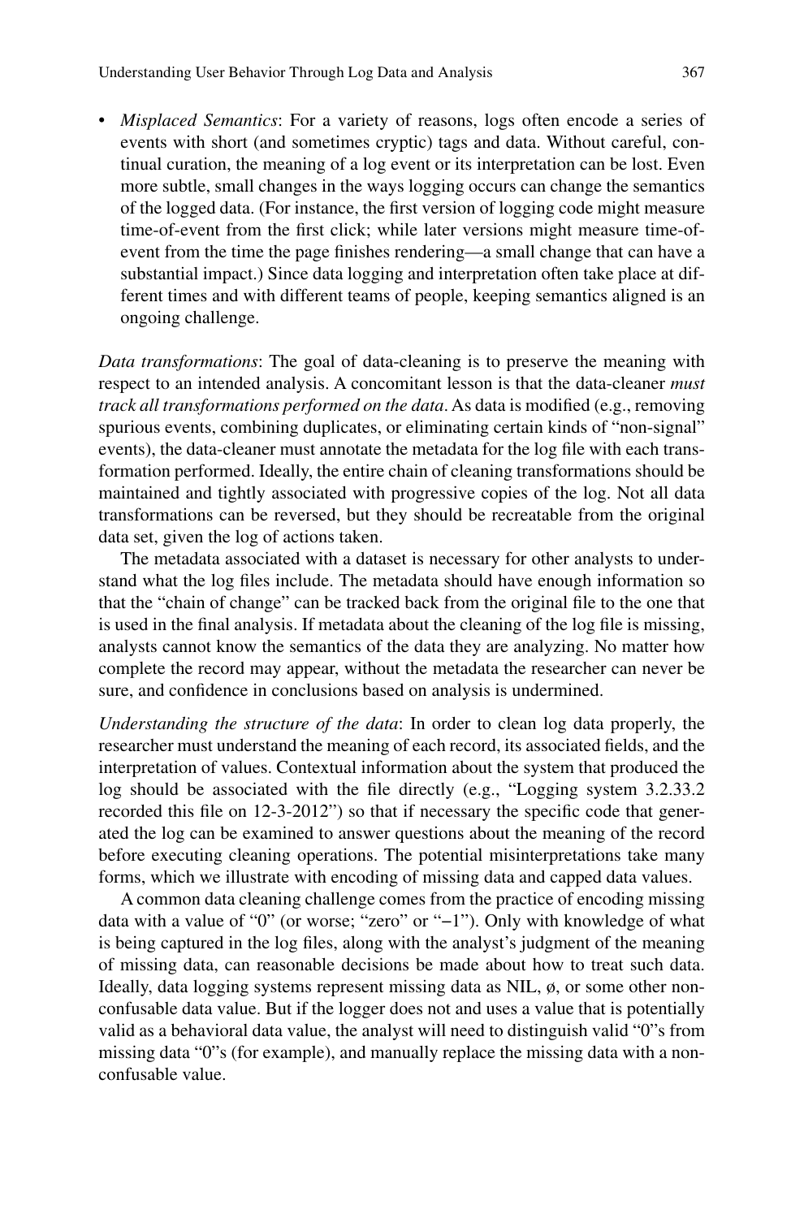- *Misplaced Semantics*: For a variety of reasons, logs often encode a series of events with short (and sometimes cryptic) tags and data. Without careful, continual curation, the meaning of a log event or its interpretation can be lost. Even more subtle, small changes in the ways logging occurs can change the semantics of the logged data. (For instance, the first version of logging code might measure time-of-event from the first click; while later versions might measure time-of-event from the time the page finishes rendering—a small change that can have a substantial impact.) Since data logging and interpretation often take place at different times and with different teams of people, keeping semantics aligned is an ongoing challenge.

*Data transformations*: The goal of data-cleaning is to preserve the meaning with respect to an intended analysis. A concomitant lesson is that the data-cleaner *must track all transformations performed on the data*. As data is modified (e.g., removing spurious events, combining duplicates, or eliminating certain kinds of "non-signal" events), the data-cleaner must annotate the metadata for the log file with each transformation performed. Ideally, the entire chain of cleaning transformations should be maintained and tightly associated with progressive copies of the log. Not all data transformations can be reversed, but they should be recreatable from the original data set, given the log of actions taken.

The metadata associated with a dataset is necessary for other analysts to understand what the log files include. The metadata should have enough information so that the "chain of change" can be tracked back from the original file to the one that is used in the final analysis. If metadata about the cleaning of the log file is missing, analysts cannot know the semantics of the data they are analyzing. No matter how complete the record may appear, without the metadata the researcher can never be sure, and confidence in conclusions based on analysis is undermined.

*Understanding the structure of the data*: In order to clean log data properly, the researcher must understand the meaning of each record, its associated fields, and the interpretation of values. Contextual information about the system that produced the log should be associated with the file directly (e.g., "Logging system 3.2.33.2 recorded this file on 12-3-2012") so that if necessary the specific code that generated the log can be examined to answer questions about the meaning of the record before executing cleaning operations. The potential misinterpretations take many forms, which we illustrate with encoding of missing data and capped data values.

A common data cleaning challenge comes from the practice of encoding missing data with a value of "0" (or worse; "zero" or "−1"). Only with knowledge of what is being captured in the log files, along with the analyst's judgment of the meaning of missing data, can reasonable decisions be made about how to treat such data. Ideally, data logging systems represent missing data as NIL, ø, or some other non-confusable data value. But if the logger does not and uses a value that is potentially valid as a behavioral data value, the analyst will need to distinguish valid "0"s from missing data "0"s (for example), and manually replace the missing data with a non-confusable value.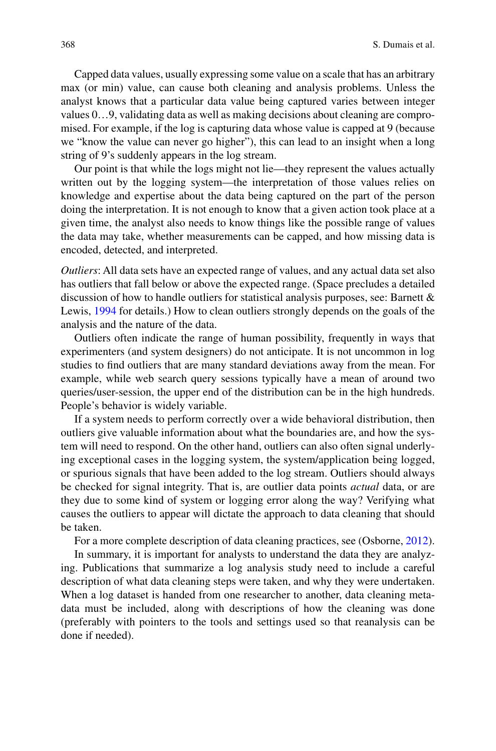Capped data values, usually expressing some value on a scale that has an arbitrary max (or min) value, can cause both cleaning and analysis problems. Unless the analyst knows that a particular data value being captured varies between integer values 0…9, validating data as well as making decisions about cleaning are compromised. For example, if the log is capturing data whose value is capped at 9 (because we "know the value can never go higher"), this can lead to an insight when a long string of 9's suddenly appears in the log stream.

Our point is that while the logs might not lie—they represent the values actually written out by the logging system—the interpretation of those values relies on knowledge and expertise about the data being captured on the part of the person doing the interpretation. It is not enough to know that a given action took place at a given time, the analyst also needs to know things like the possible range of values the data may take, whether measurements can be capped, and how missing data is encoded, detected, and interpreted.

*Outliers*: All data sets have an expected range of values, and any actual data set also has outliers that fall below or above the expected range. (Space precludes a detailed discussion of how to handle outliers for statistical analysis purposes, see: Barnett & Lewis, 1994 for details.) How to clean outliers strongly depends on the goals of the analysis and the nature of the data.

Outliers often indicate the range of human possibility, frequently in ways that experimenters (and system designers) do not anticipate. It is not uncommon in log studies to find outliers that are many standard deviations away from the mean. For example, while web search query sessions typically have a mean of around two queries/user-session, the upper end of the distribution can be in the high hundreds. People's behavior is widely variable.

If a system needs to perform correctly over a wide behavioral distribution, then outliers give valuable information about what the boundaries are, and how the system will need to respond. On the other hand, outliers can also often signal underlying exceptional cases in the logging system, the system/application being logged, or spurious signals that have been added to the log stream. Outliers should always be checked for signal integrity. That is, are outlier data points *actual* data, or are they due to some kind of system or logging error along the way? Verifying what causes the outliers to appear will dictate the approach to data cleaning that should be taken.

For a more complete description of data cleaning practices, see (Osborne, 2012).

In summary, it is important for analysts to understand the data they are analyzing. Publications that summarize a log analysis study need to include a careful description of what data cleaning steps were taken, and why they were undertaken. When a log dataset is handed from one researcher to another, data cleaning metadata must be included, along with descriptions of how the cleaning was done (preferably with pointers to the tools and settings used so that reanalysis can be done if needed).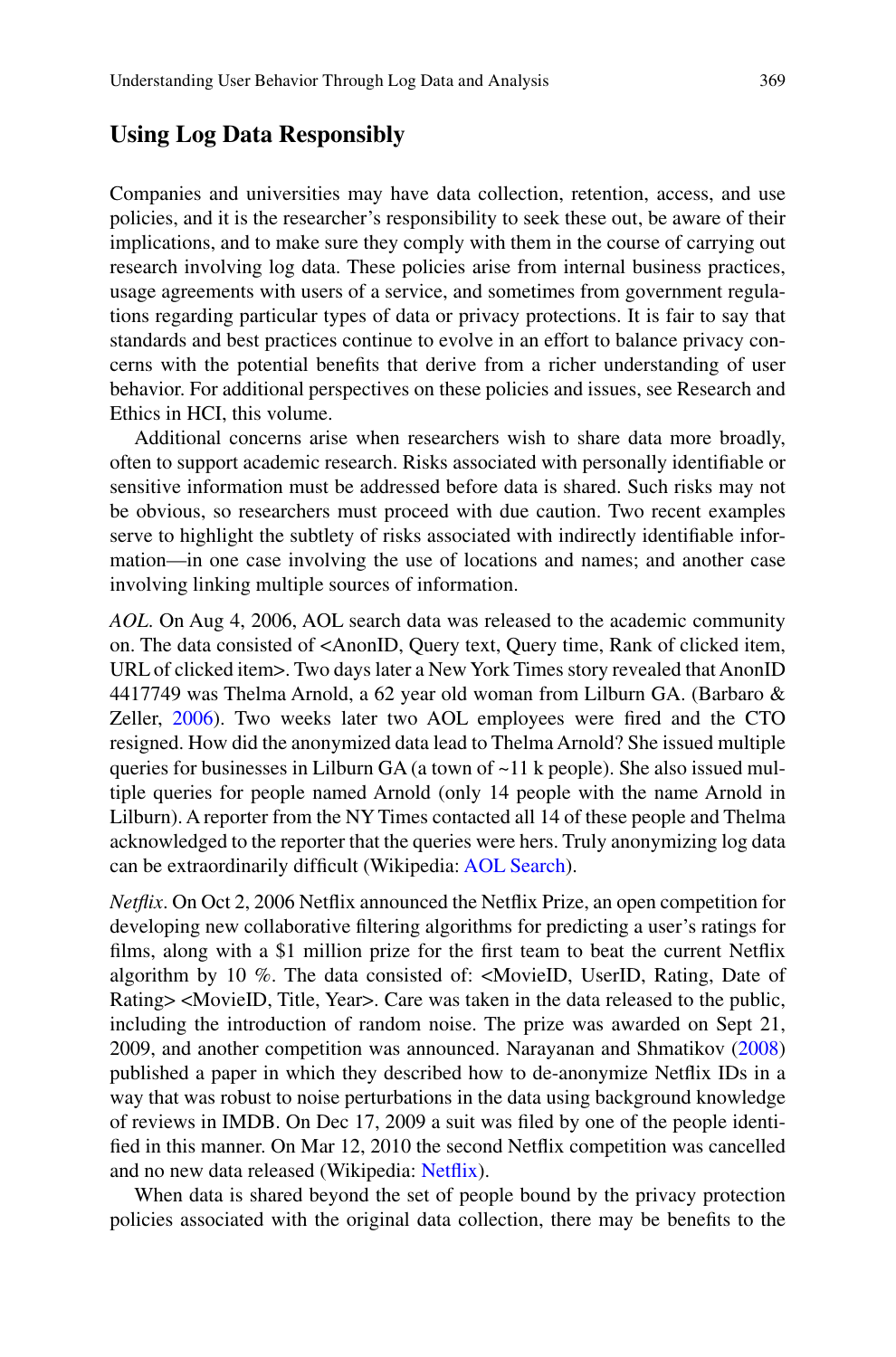## Using Log Data Responsibly

Companies and universities may have data collection, retention, access, and use policies, and it is the researcher's responsibility to seek these out, be aware of their implications, and to make sure they comply with them in the course of carrying out research involving log data. These policies arise from internal business practices, usage agreements with users of a service, and sometimes from government regulations regarding particular types of data or privacy protections. It is fair to say that standards and best practices continue to evolve in an effort to balance privacy concerns with the potential benefits that derive from a richer understanding of user behavior. For additional perspectives on these policies and issues, see Research and Ethics in HCI, this volume.

Additional concerns arise when researchers wish to share data more broadly, often to support academic research. Risks associated with personally identifiable or sensitive information must be addressed before data is shared. Such risks may not be obvious, so researchers must proceed with due caution. Two recent examples serve to highlight the subtlety of risks associated with indirectly identifiable information—in one case involving the use of locations and names; and another case involving linking multiple sources of information.

*AOL*. On Aug 4, 2006, AOL search data was released to the academic community on. The data consisted of <AnonID, Query text, Query time, Rank of clicked item, URL of clicked item>. Two days later a New York Times story revealed that AnonID 4417749 was Thelma Arnold, a 62 year old woman from Lilburn GA. (Barbaro & Zeller, 2006). Two weeks later two AOL employees were fired and the CTO resigned. How did the anonymized data lead to Thelma Arnold? She issued multiple queries for businesses in Lilburn GA (a town of ~11 k people). She also issued multiple queries for people named Arnold (only 14 people with the name Arnold in Lilburn). A reporter from the NY Times contacted all 14 of these people and Thelma acknowledged to the reporter that the queries were hers. Truly anonymizing log data can be extraordinarily difficult (Wikipedia: AOL Search).

*Netflix*. On Oct 2, 2006 Netflix announced the Netflix Prize, an open competition for developing new collaborative filtering algorithms for predicting a user's ratings for films, along with a $1 million prize for the first team to beat the current Netflix algorithm by 10 %. The data consisted of: <MovieID, UserID, Rating, Date of Rating> <MovieID, Title, Year>. Care was taken in the data released to the public, including the introduction of random noise. The prize was awarded on Sept 21, 2009, and another competition was announced. Narayanan and Shmatikov (2008) published a paper in which they described how to de-anonymize Netflix IDs in a way that was robust to noise perturbations in the data using background knowledge of reviews in IMDB. On Dec 17, 2009 a suit was filed by one of the people identified in this manner. On Mar 12, 2010 the second Netflix competition was cancelled and no new data released (Wikipedia: Netflix).

When data is shared beyond the set of people bound by the privacy protection policies associated with the original data collection, there may be benefits to the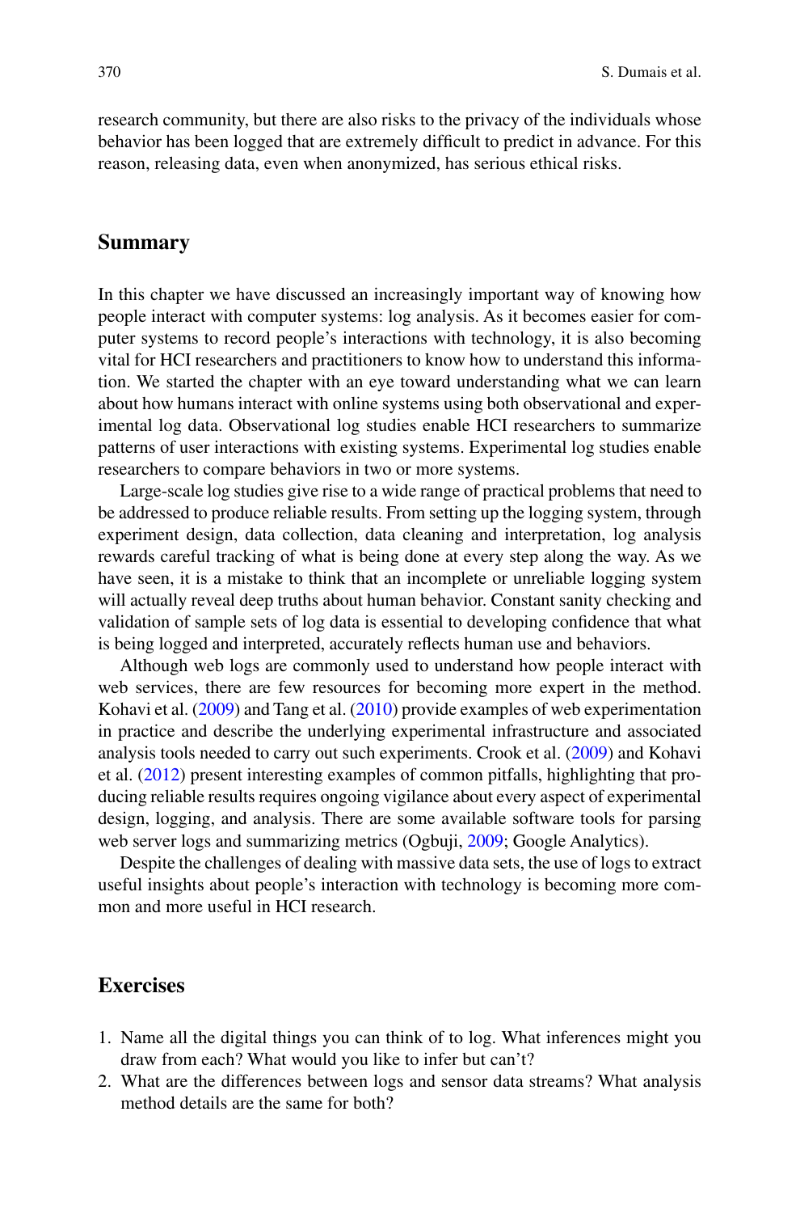research community, but there are also risks to the privacy of the individuals whose behavior has been logged that are extremely difficult to predict in advance. For this reason, releasing data, even when anonymized, has serious ethical risks.

## Summary

In this chapter we have discussed an increasingly important way of knowing how people interact with computer systems: log analysis. As it becomes easier for computer systems to record people's interactions with technology, it is also becoming vital for HCI researchers and practitioners to know how to understand this information. We started the chapter with an eye toward understanding what we can learn about how humans interact with online systems using both observational and experimental log data. Observational log studies enable HCI researchers to summarize patterns of user interactions with existing systems. Experimental log studies enable researchers to compare behaviors in two or more systems.

Large-scale log studies give rise to a wide range of practical problems that need to be addressed to produce reliable results. From setting up the logging system, through experiment design, data collection, data cleaning and interpretation, log analysis rewards careful tracking of what is being done at every step along the way. As we have seen, it is a mistake to think that an incomplete or unreliable logging system will actually reveal deep truths about human behavior. Constant sanity checking and validation of sample sets of log data is essential to developing confidence that what is being logged and interpreted, accurately reflects human use and behaviors.

Although web logs are commonly used to understand how people interact with web services, there are few resources for becoming more expert in the method. Kohavi et al. (2009) and Tang et al. (2010) provide examples of web experimentation in practice and describe the underlying experimental infrastructure and associated analysis tools needed to carry out such experiments. Crook et al. (2009) and Kohavi et al. (2012) present interesting examples of common pitfalls, highlighting that producing reliable results requires ongoing vigilance about every aspect of experimental design, logging, and analysis. There are some available software tools for parsing web server logs and summarizing metrics (Ogbuji, 2009; Google Analytics).

Despite the challenges of dealing with massive data sets, the use of logs to extract useful insights about people's interaction with technology is becoming more common and more useful in HCI research.

## Exercises

1. Name all the digital things you can think of to log. What inferences might you draw from each? What would you like to infer but can't?
2. What are the differences between logs and sensor data streams? What analysis method details are the same for both?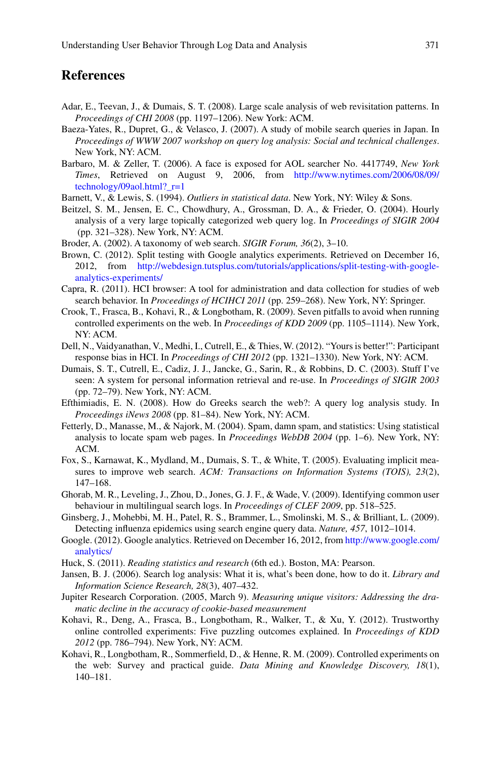## References

Adar, E., Teevan, J., & Dumais, S. T. (2008). Large scale analysis of web revisitation patterns. In *Proceedings of CHI 2008* (pp. 1197–1206). New York: ACM.

Baeza-Yates, R., Dupret, G., & Velasco, J. (2007). A study of mobile search queries in Japan. In *Proceedings of WWW 2007 workshop on query log analysis: Social and technical challenges*. New York, NY: ACM.

Barbaro, M. & Zeller, T. (2006). A face is exposed for AOL searcher No. 4417749, *New York Times*, Retrieved on August 9, 2006, from http://www.nytimes.com/2006/08/09/technology/09aol.html?_r=1

Barnett, V., & Lewis, S. (1994). *Outliers in statistical data*. New York, NY: Wiley & Sons.

Beitzel, S. M., Jensen, E. C., Chowdhury, A., Grossman, D. A., & Frieder, O. (2004). Hourly analysis of a very large topically categorized web query log. In *Proceedings of SIGIR 2004* (pp. 321–328). New York, NY: ACM.

Broder, A. (2002). A taxonomy of web search. *SIGIR Forum, 36*(2), 3–10.

Brown, C. (2012). Split testing with Google analytics experiments. Retrieved on December 16, 2012, from http://webdesign.tutsplus.com/tutorials/applications/split-testing-with-google-analytics-experiments/

Capra, R. (2011). HCI browser: A tool for administration and data collection for studies of web search behavior. In *Proceedings of HCIHCI 2011* (pp. 259–268). New York, NY: Springer.

Crook, T., Frasca, B., Kohavi, R., & Longbotham, R. (2009). Seven pitfalls to avoid when running controlled experiments on the web. In *Proceedings of KDD 2009* (pp. 1105–1114). New York, NY: ACM.

Dell, N., Vaidyanathan, V., Medhi, I., Cutrell, E., & Thies, W. (2012). "Yours is better!": Participant response bias in HCI. In *Proceedings of CHI 2012* (pp. 1321–1330). New York, NY: ACM.

Dumais, S. T., Cutrell, E., Cadiz, J. J., Jancke, G., Sarin, R., & Robbins, D. C. (2003). Stuff I've seen: A system for personal information retrieval and re-use. In *Proceedings of SIGIR 2003* (pp. 72–79). New York, NY: ACM.

Efthimiadis, E. N. (2008). How do Greeks search the web?: A query log analysis study. In *Proceedings iNews 2008* (pp. 81–84). New York, NY: ACM.

Fetterly, D., Manasse, M., & Najork, M. (2004). Spam, damn spam, and statistics: Using statistical analysis to locate spam web pages. In *Proceedings WebDB 2004* (pp. 1–6). New York, NY: ACM.

Fox, S., Karnawat, K., Mydland, M., Dumais, S. T., & White, T. (2005). Evaluating implicit measures to improve web search. *ACM: Transactions on Information Systems (TOIS), 23*(2), 147–168.

Ghorab, M. R., Leveling, J., Zhou, D., Jones, G. J. F., & Wade, V. (2009). Identifying common user behaviour in multilingual search logs. In *Proceedings of CLEF 2009*, pp. 518–525.

Ginsberg, J., Mohebbi, M. H., Patel, R. S., Brammer, L., Smolinski, M. S., & Brilliant, L. (2009). Detecting influenza epidemics using search engine query data. *Nature, 457*, 1012–1014.

Google. (2012). Google analytics. Retrieved on December 16, 2012, from http://www.google.com/analytics/

Huck, S. (2011). *Reading statistics and research* (6th ed.). Boston, MA: Pearson.

Jansen, B. J. (2006). Search log analysis: What it is, what's been done, how to do it. *Library and Information Science Research, 28*(3), 407–432.

Jupiter Research Corporation. (2005, March 9). *Measuring unique visitors: Addressing the dramatic decline in the accuracy of cookie-based measurement*

Kohavi, R., Deng, A., Frasca, B., Longbotham, R., Walker, T., & Xu, Y. (2012). Trustworthy online controlled experiments: Five puzzling outcomes explained. In *Proceedings of KDD 2012* (pp. 786–794). New York, NY: ACM.

Kohavi, R., Longbotham, R., Sommerfield, D., & Henne, R. M. (2009). Controlled experiments on the web: Survey and practical guide. *Data Mining and Knowledge Discovery, 18*(1), 140–181.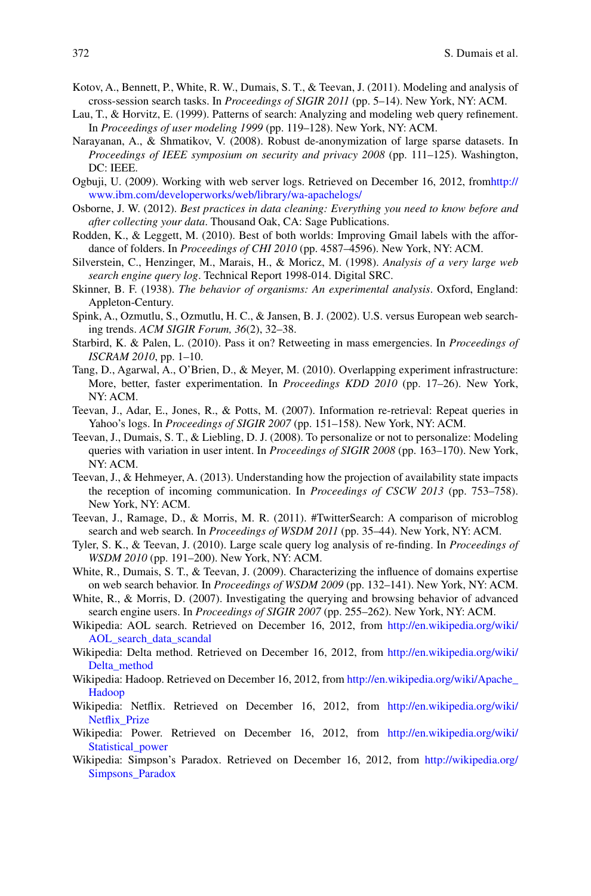Kotov, A., Bennett, P., White, R. W., Dumais, S. T., & Teevan, J. (2011). Modeling and analysis of cross-session search tasks. In *Proceedings of SIGIR 2011* (pp. 5–14). New York, NY: ACM.

Lau, T., & Horvitz, E. (1999). Patterns of search: Analyzing and modeling web query refinement. In *Proceedings of user modeling 1999* (pp. 119–128). New York, NY: ACM.

Narayanan, A., & Shmatikov, V. (2008). Robust de-anonymization of large sparse datasets. In *Proceedings of IEEE symposium on security and privacy 2008* (pp. 111–125). Washington, DC: IEEE.

Ogbuji, U. (2009). Working with web server logs. Retrieved on December 16, 2012, fromhttp://www.ibm.com/developerworks/web/library/wa-apachelogs/

Osborne, J. W. (2012). *Best practices in data cleaning: Everything you need to know before and after collecting your data*. Thousand Oak, CA: Sage Publications.

Rodden, K., & Leggett, M. (2010). Best of both worlds: Improving Gmail labels with the affordance of folders. In *Proceedings of CHI 2010* (pp. 4587–4596). New York, NY: ACM.

Silverstein, C., Henzinger, M., Marais, H., & Moricz, M. (1998). *Analysis of a very large web search engine query log*. Technical Report 1998-014. Digital SRC.

Skinner, B. F. (1938). *The behavior of organisms: An experimental analysis*. Oxford, England: Appleton-Century.

Spink, A., Ozmutlu, S., Ozmutlu, H. C., & Jansen, B. J. (2002). U.S. versus European web searching trends. *ACM SIGIR Forum, 36*(2), 32–38.

Starbird, K. & Palen, L. (2010). Pass it on? Retweeting in mass emergencies. In *Proceedings of ISCRAM 2010*, pp. 1–10.

Tang, D., Agarwal, A., O'Brien, D., & Meyer, M. (2010). Overlapping experiment infrastructure: More, better, faster experimentation. In *Proceedings KDD 2010* (pp. 17–26). New York, NY: ACM.

Teevan, J., Adar, E., Jones, R., & Potts, M. (2007). Information re-retrieval: Repeat queries in Yahoo's logs. In *Proceedings of SIGIR 2007* (pp. 151–158). New York, NY: ACM.

Teevan, J., Dumais, S. T., & Liebling, D. J. (2008). To personalize or not to personalize: Modeling queries with variation in user intent. In *Proceedings of SIGIR 2008* (pp. 163–170). New York, NY: ACM.

Teevan, J., & Hehmeyer, A. (2013). Understanding how the projection of availability state impacts the reception of incoming communication. In *Proceedings of CSCW 2013* (pp. 753–758). New York, NY: ACM.

Teevan, J., Ramage, D., & Morris, M. R. (2011). #TwitterSearch: A comparison of microblog search and web search. In *Proceedings of WSDM 2011* (pp. 35–44). New York, NY: ACM.

Tyler, S. K., & Teevan, J. (2010). Large scale query log analysis of re-finding. In *Proceedings of WSDM 2010* (pp. 191–200). New York, NY: ACM.

White, R., Dumais, S. T., & Teevan, J. (2009). Characterizing the influence of domains expertise on web search behavior. In *Proceedings of WSDM 2009* (pp. 132–141). New York, NY: ACM.

White, R., & Morris, D. (2007). Investigating the querying and browsing behavior of advanced search engine users. In *Proceedings of SIGIR 2007* (pp. 255–262). New York, NY: ACM.

Wikipedia: AOL search. Retrieved on December 16, 2012, from http://en.wikipedia.org/wiki/AOL_search_data_scandal

Wikipedia: Delta method. Retrieved on December 16, 2012, from http://en.wikipedia.org/wiki/Delta_method

Wikipedia: Hadoop. Retrieved on December 16, 2012, from http://en.wikipedia.org/wiki/Apache_Hadoop

Wikipedia: Netflix. Retrieved on December 16, 2012, from http://en.wikipedia.org/wiki/Netflix_Prize

Wikipedia: Power. Retrieved on December 16, 2012, from http://en.wikipedia.org/wiki/Statistical_power

Wikipedia: Simpson's Paradox. Retrieved on December 16, 2012, from http://wikipedia.org/Simpsons_Paradox